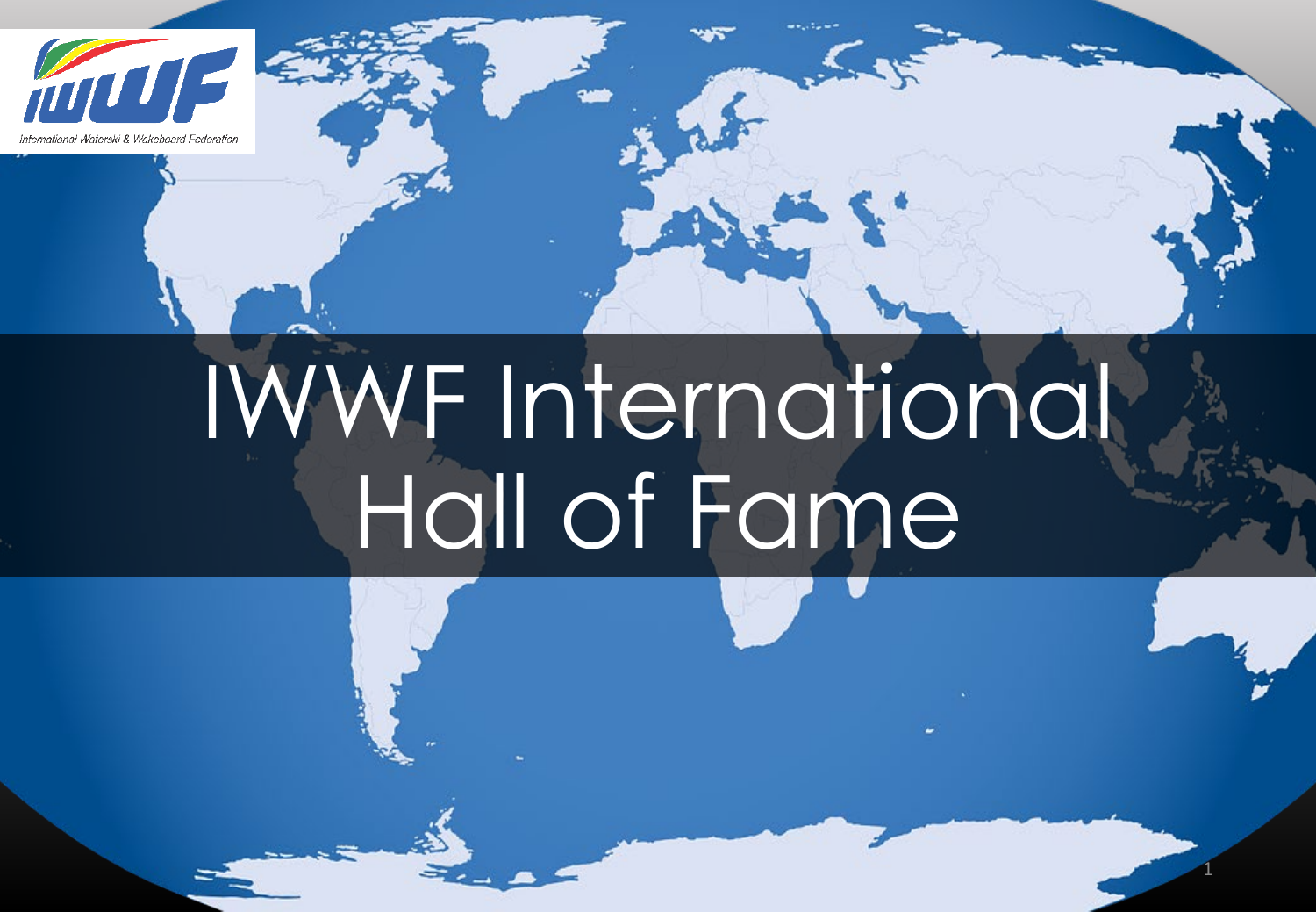International Waterski & Wakeboard Federation

# IWWF International Hall of Fame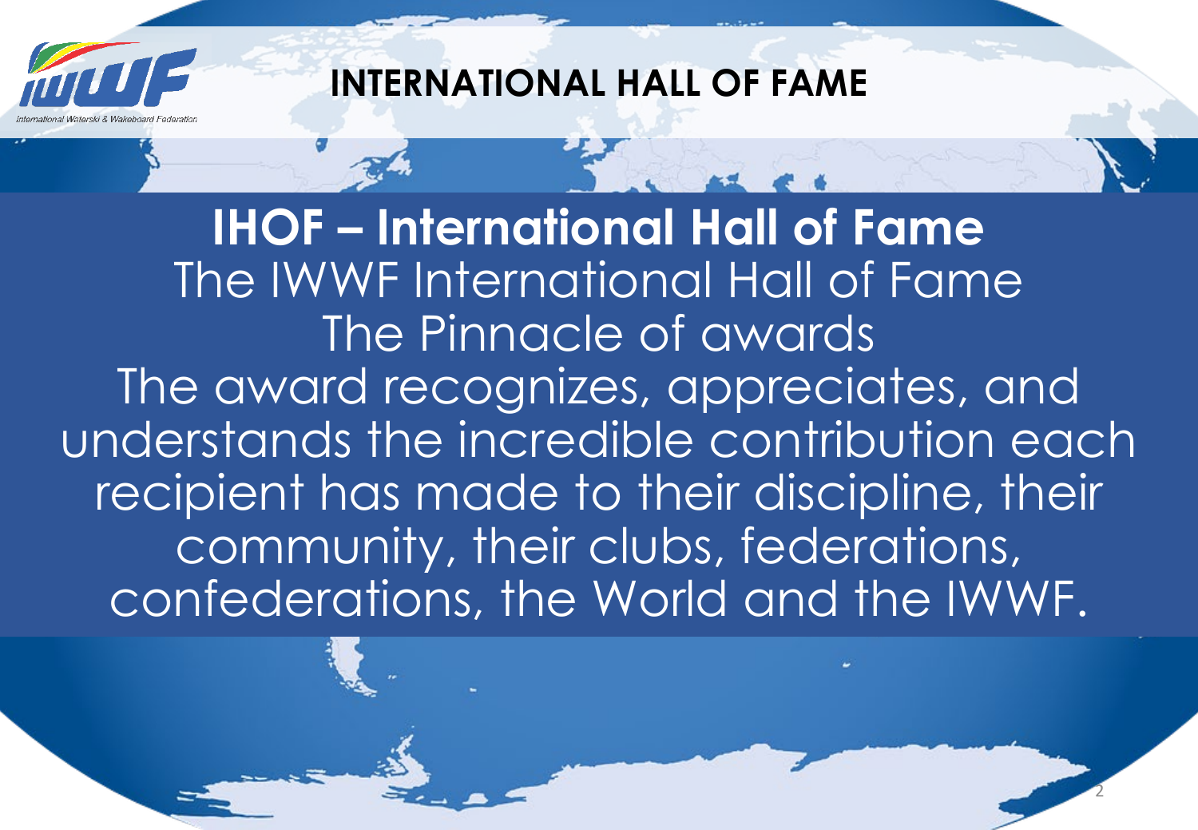# INTERNATIONAL HALL OF FAME

## IHOF – International Hall of Fame

The IWWF International Hall of Fame

The Pinnacle of awards

The award recognizes, appreciates, and understands the incredible contribution each recipient has made to their discipline, their community, their clubs, federations, confederations, the World and the IWWF.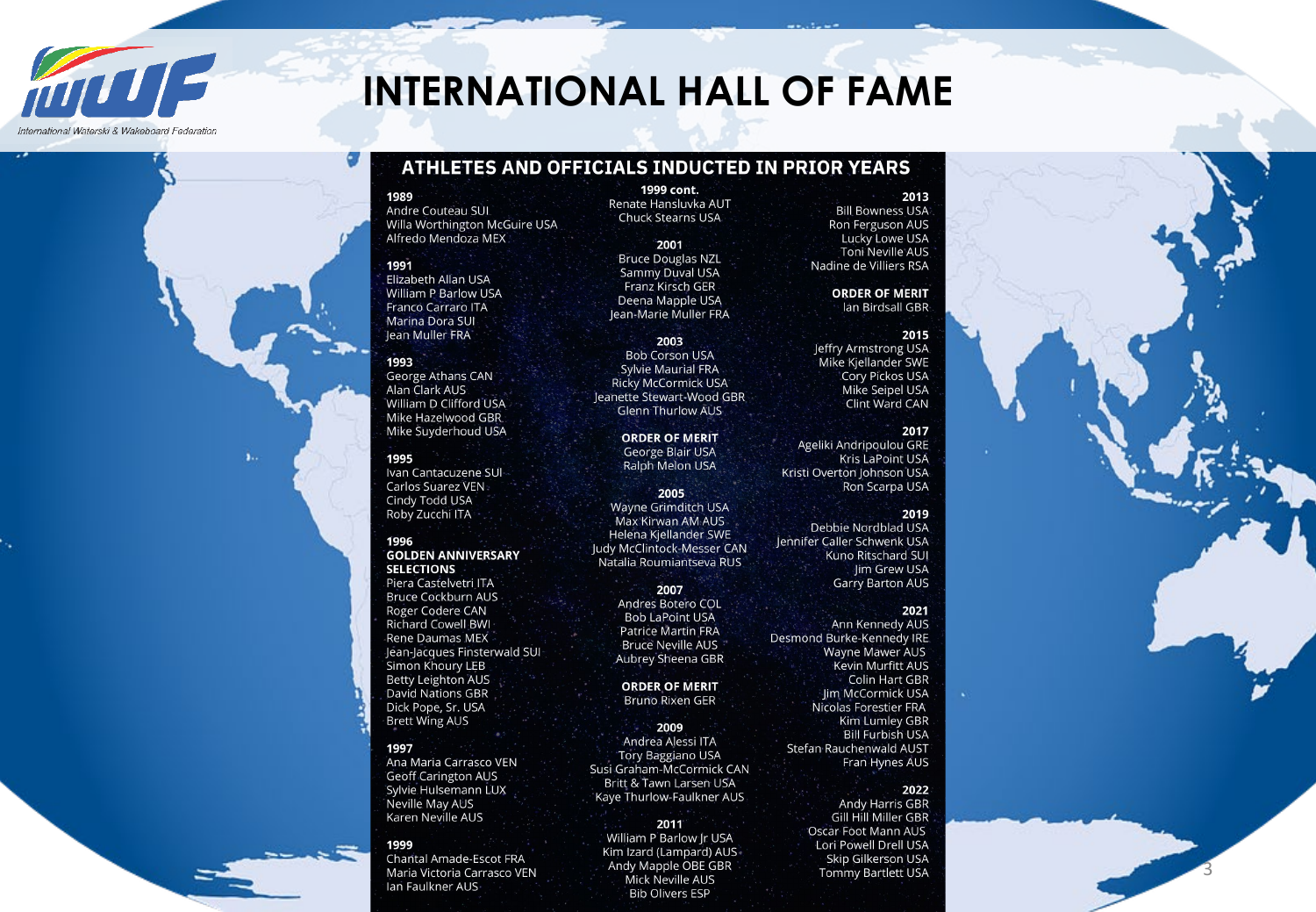International Waterski & Wakeboard Federation

# INTERNATIONAL HALL OF FAME

## ATHLETES AND OFFICIALS INDUCTED IN PRIOR YEARS

**1989**
Andre Couteau SUI
Willa Worthington McGuire USA
Alfredo Mendoza MEX

**1991**
Elizabeth Allan USA
William P Barlow USA
Franco Carraro ITA
Marina Dora SUI
Jean Muller FRA

**1993**
George Athans CAN
Alan Clark AUS
William D Clifford USA
Mike Hazelwood GBR
Mike Suyderhoud USA

**1995**
Ivan Cantacuzene SUI
Carlos Suarez VEN
Cindy Todd USA
Roby Zucchi ITA

**1996**
**GOLDEN ANNIVERSARY SELECTIONS**
Piera Castelvetri ITA
Bruce Cockburn AUS
Roger Codere CAN
Richard Cowell BWI
Rene Daumas MEX
Jean-Jacques Finsterwald SUI
Simon Khoury LEB
Betty Leighton AUS
David Nations GBR
Dick Pope, Sr. USA
Brett Wing AUS

**1997**
Ana Maria Carrasco VEN
Geoff Carington AUS
Sylvie Hulsemann LUX
Neville May AUS
Karen Neville AUS

**1999**
Chantal Amade-Escot FRA
Maria Victoria Carrasco VEN
Ian Faulkner AUS

**1999 cont.**
Renate Hansluvka AUT
Chuck Stearns USA

**2001**
Bruce Douglas NZL
Sammy Duval USA
Franz Kirsch GER
Deena Mapple USA
Jean-Marie Muller FRA

**2003**
Bob Corson USA
Sylvie Maurial FRA
Ricky McCormick USA
Jeanette Stewart-Wood GBR
Glenn Thurlow AUS

**ORDER OF MERIT**
George Blair USA
Ralph Melon USA

**2005**
Wayne Grimditch USA
Max Kirwan AM AUS
Helena Kjellander SWE
Judy McClintock-Messer CAN
Natalia Roumiantseva RUS

**2007**
Andres Botero COL
Bob LaPoint USA
Patrice Martin FRA
Bruce Neville AUS
Aubrey Sheena GBR

**ORDER OF MERIT**
Bruno Rixen GER

**2009**
Andrea Alessi ITA
Tory Baggiano USA
Susi Graham-McCormick CAN
Britt & Tawn Larsen USA
Kaye Thurlow-Faulkner AUS

**2011**
William P Barlow Jr USA
Kim Izard (Lampard) AUS
Andy Mapple OBE GBR
Mick Neville AUS
Bib Olivers ESP

**2013**
Bill Bowness USA
Ron Ferguson AUS
Lucky Lowe USA
Toni Neville AUS
Nadine de Villiers RSA

**ORDER OF MERIT**
Ian Birdsall GBR

**2015**
Jeffry Armstrong USA
Mike Kjellander SWE
Cory Pickos USA
Mike Seipel USA
Clint Ward CAN

**2017**
Ageliki Andripoulou GRE
Kris LaPoint USA
Kristi Overton Johnson USA
Ron Scarpa USA

**2019**
Debbie Nordblad USA
Jennifer Caller Schwenk USA
Kuno Ritschard SUI
Jim Grew USA
Garry Barton AUS

**2021**
Ann Kennedy AUS
Desmond Burke-Kennedy IRE
Wayne Mawer AUS
Kevin Murfitt AUS
Colin Hart GBR
Jim McCormick USA
Nicolas Forestier FRA
Kim Lumley GBR
Bill Furbish USA
Stefan Rauchenwald AUST
Fran Hynes AUS

**2022**
Andy Harris GBR
Gill Hill Miller GBR
Oscar Foot Mann AUS
Lori Powell Drell USA
Skip Gilkerson USA
Tommy Bartlett USA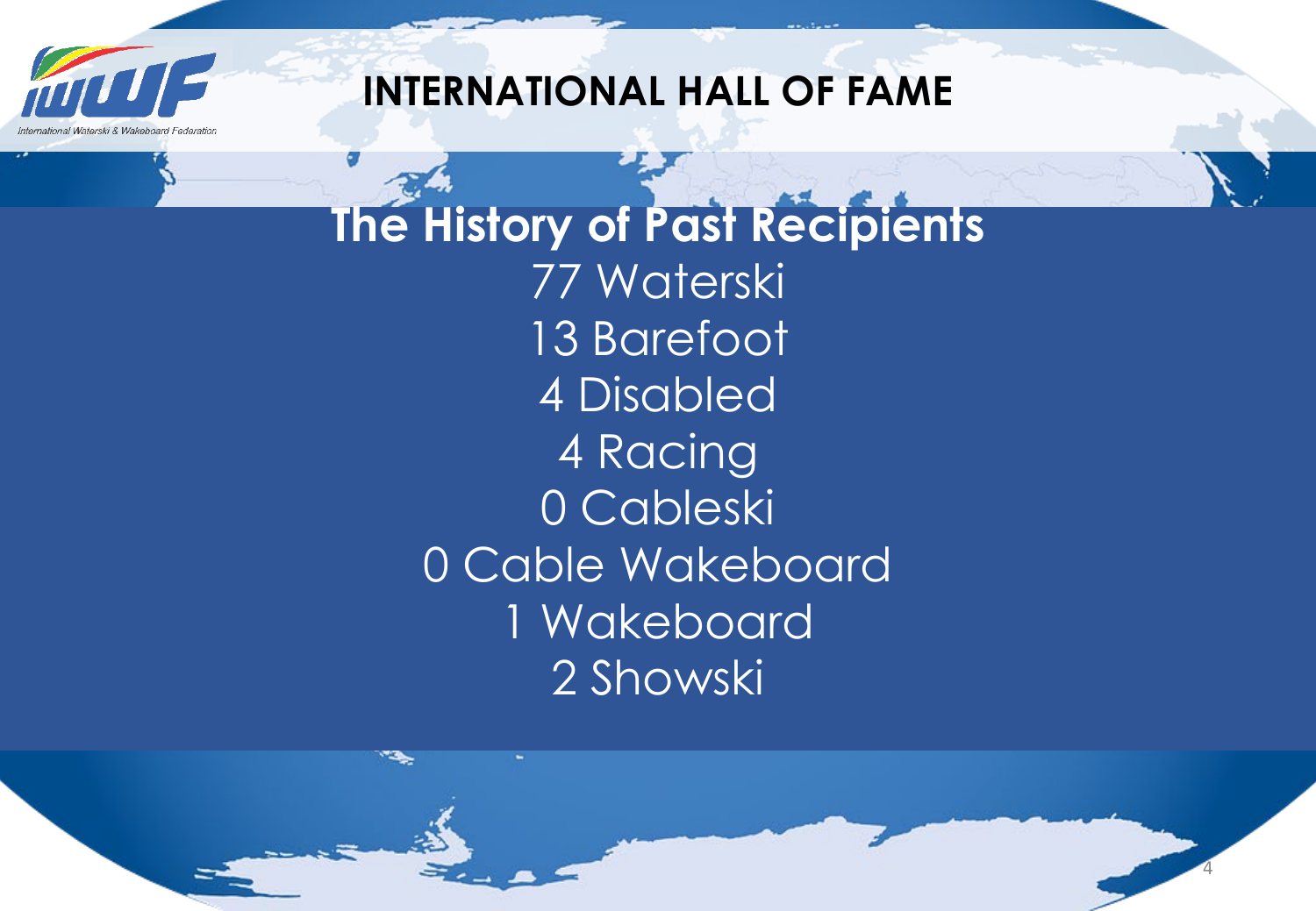# INTERNATIONAL HALL OF FAME

## The History of Past Recipients

77 Waterski

13 Barefoot

4 Disabled

4 Racing

0 Cableski

0 Cable Wakeboard

1 Wakeboard

2 Showski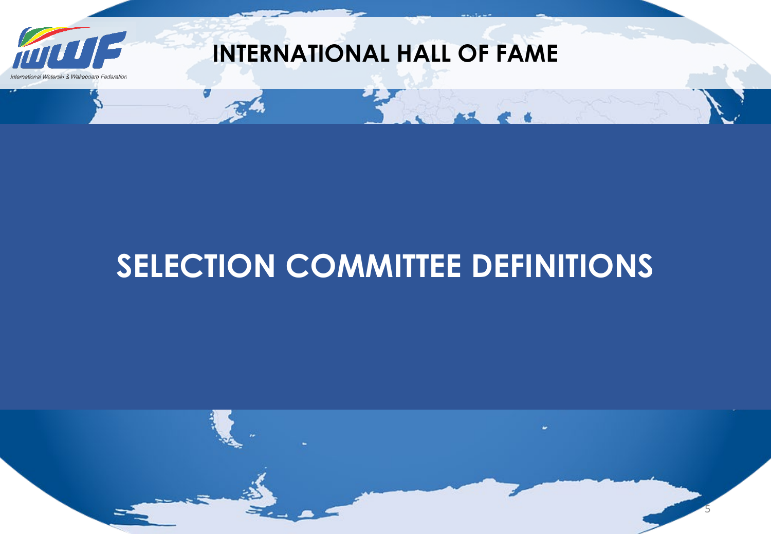# SELECTION COMMITTEE DEFINITIONS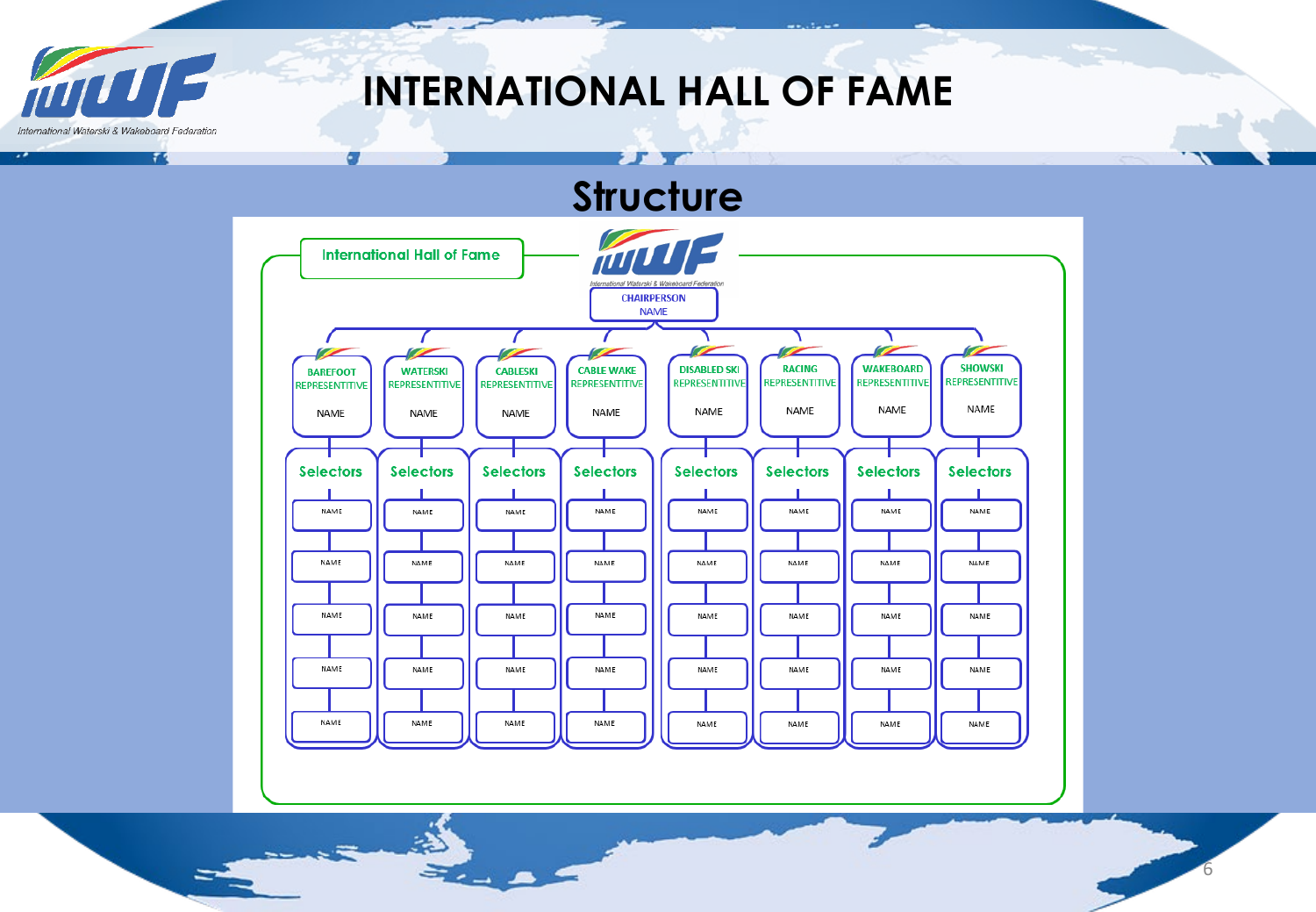# INTERNATIONAL HALL OF FAME

## Structure

**International Hall of Fame**

IWWF – International Waterski & Wakeboard Federation

CHAIRPERSON
NAME

| BAREFOOT REPRESENTITIVE | WATERSKI REPRESENTITIVE | CABLESKI REPRESENTITIVE | CABLE WAKE REPRESENTITIVE | DISABLED SKI REPRESENTITIVE | RACING REPRESENTITIVE | WAKEBOARD REPRESENTITIVE | SHOWSKI REPRESENTITIVE |
|---|---|---|---|---|---|---|---|
| NAME | NAME | NAME | NAME | NAME | NAME | NAME | NAME |
| Selectors | Selectors | Selectors | Selectors | Selectors | Selectors | Selectors | Selectors |
| NAME | NAME | NAME | NAME | NAME | NAME | NAME | NAME |
| NAME | NAME | NAME | NAME | NAME | NAME | NAME | NAME |
| NAME | NAME | NAME | NAME | NAME | NAME | NAME | NAME |
| NAME | NAME | NAME | NAME | NAME | NAME | NAME | NAME |
| NAME | NAME | NAME | NAME | NAME | NAME | NAME | NAME |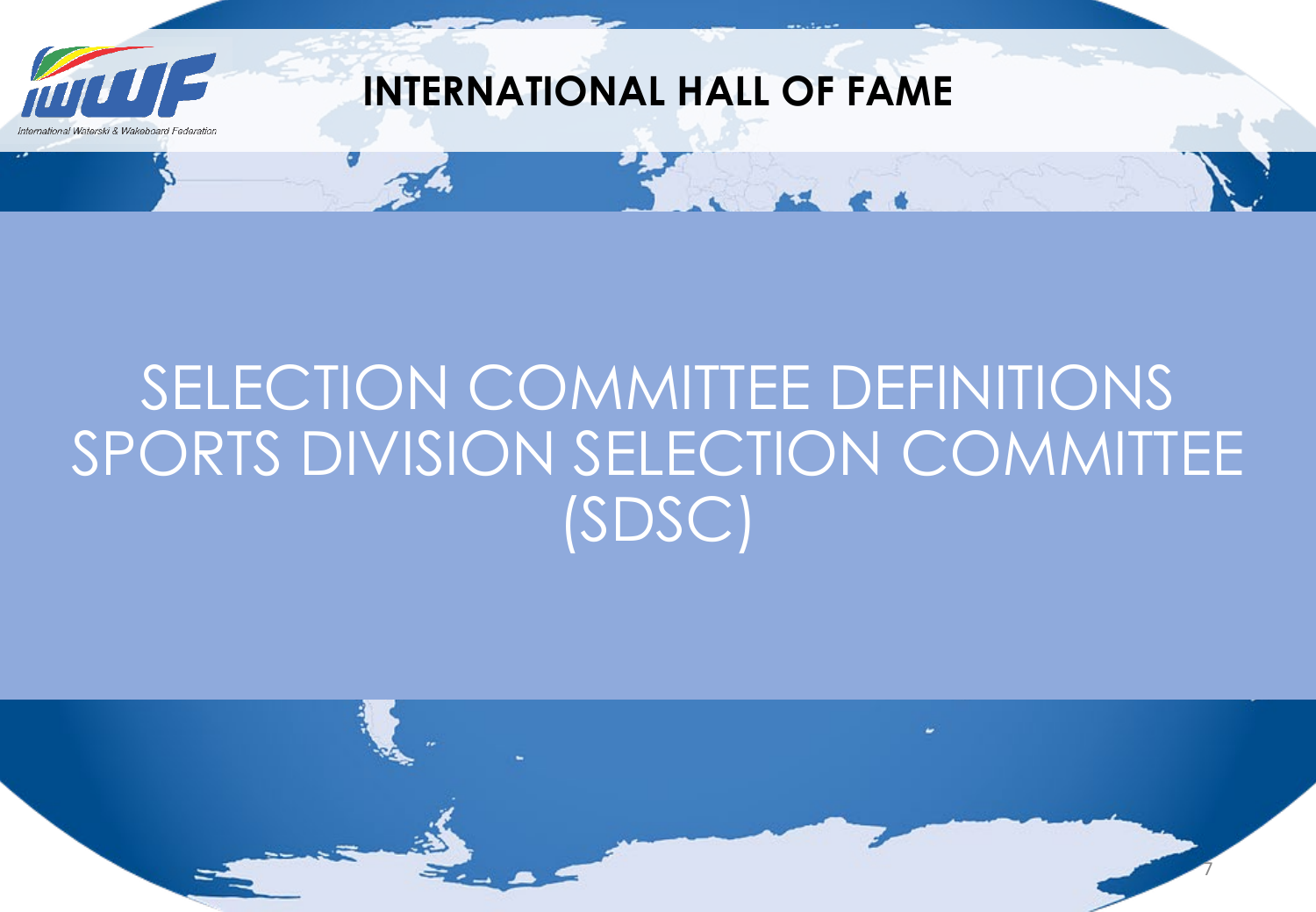# INTERNATIONAL HALL OF FAME

## SELECTION COMMITTEE DEFINITIONS
## SPORTS DIVISION SELECTION COMMITTEE (SDSC)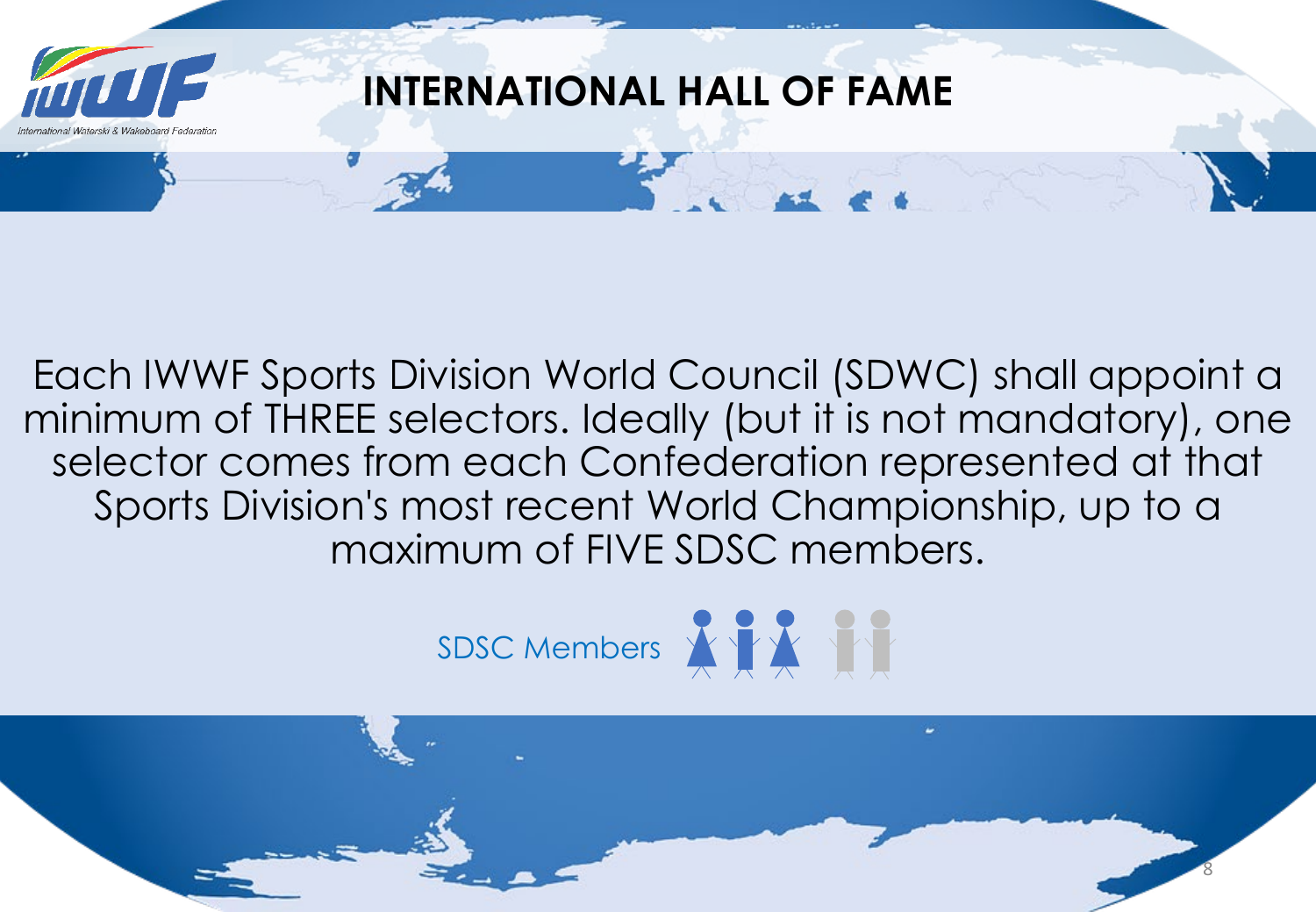# INTERNATIONAL HALL OF FAME

Each IWWF Sports Division World Council (SDWC) shall appoint a minimum of THREE selectors. Ideally (but it is not mandatory), one selector comes from each Confederation represented at that Sports Division's most recent World Championship, up to a maximum of FIVE SDSC members.

SDSC Members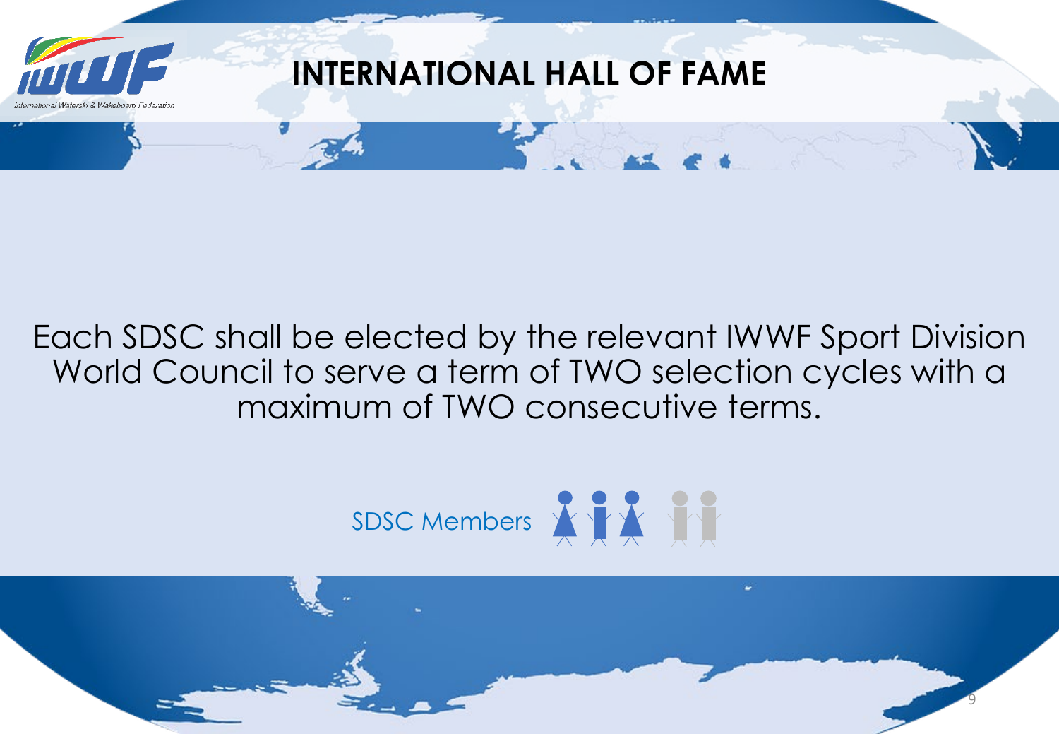# INTERNATIONAL HALL OF FAME

Each SDSC shall be elected by the relevant IWWF Sport Division World Council to serve a term of TWO selection cycles with a maximum of TWO consecutive terms.

SDSC Members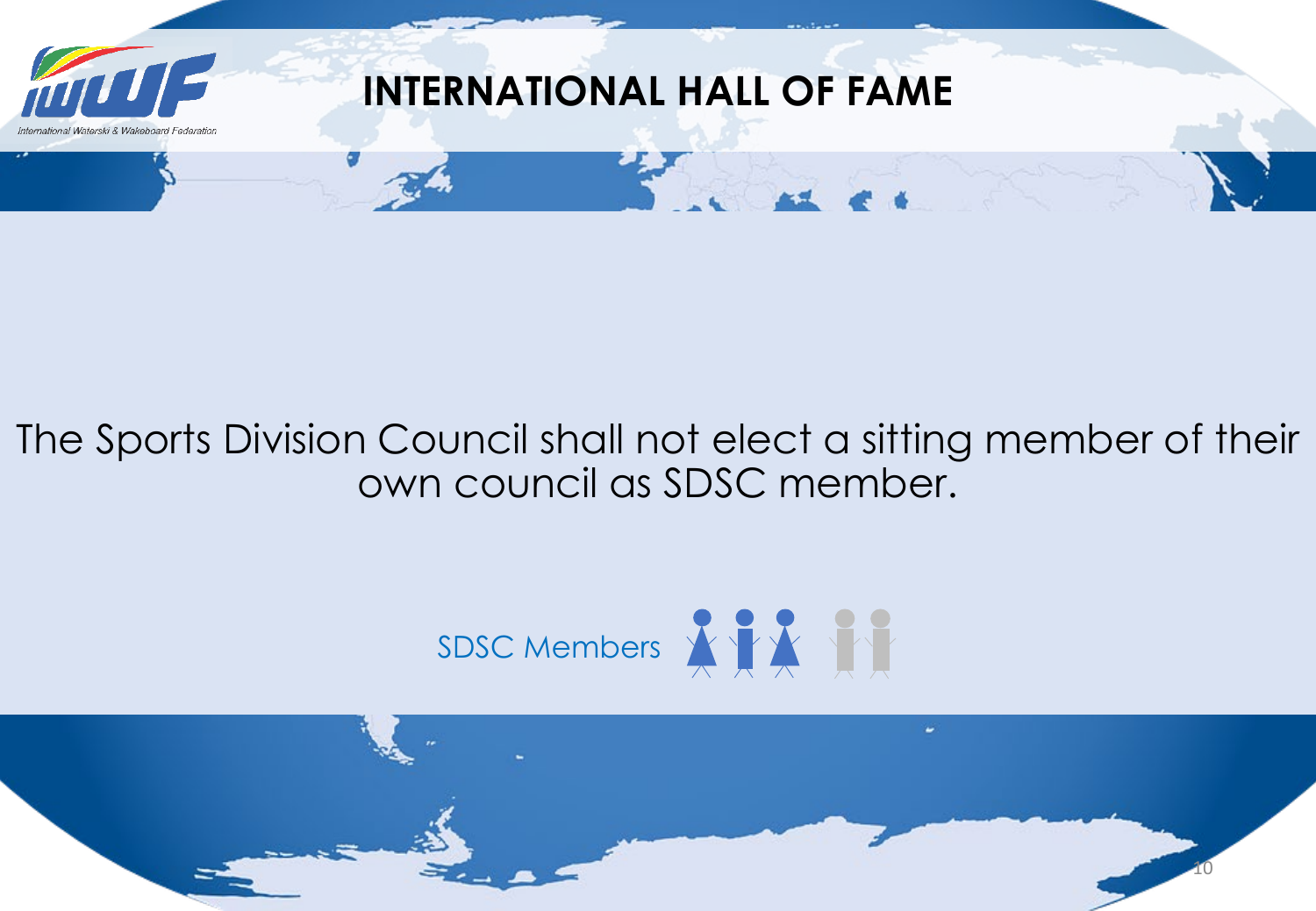# INTERNATIONAL HALL OF FAME

The Sports Division Council shall not elect a sitting member of their own council as SDSC member.

SDSC Members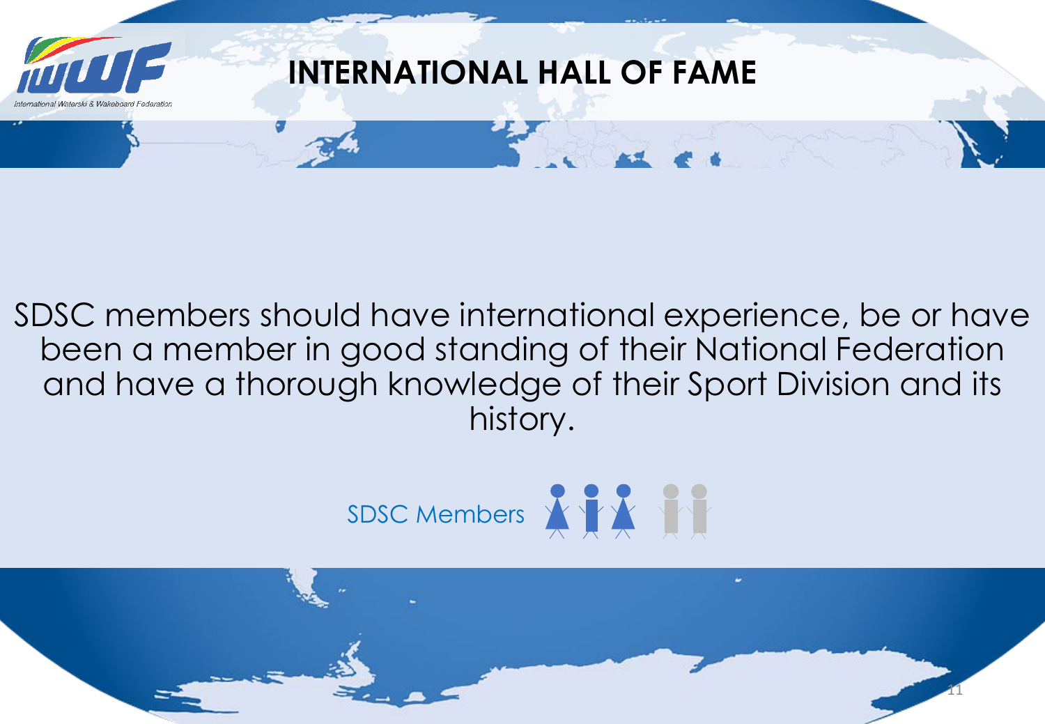# INTERNATIONAL HALL OF FAME

SDSC members should have international experience, be or have been a member in good standing of their National Federation and have a thorough knowledge of their Sport Division and its history.

SDSC Members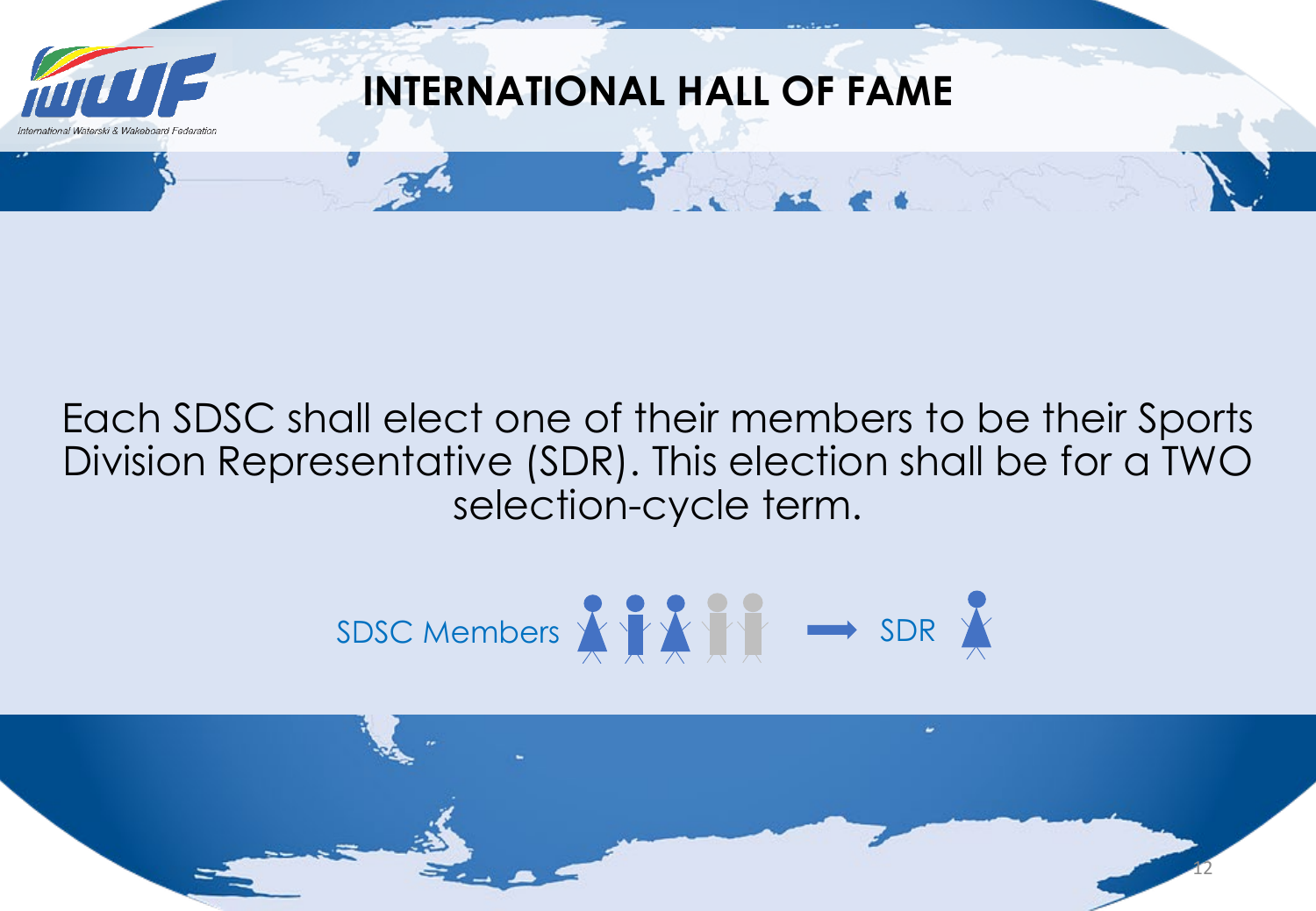# INTERNATIONAL HALL OF FAME

Each SDSC shall elect one of their members to be their Sports Division Representative (SDR). This election shall be for a TWO selection-cycle term.

SDSC Members → SDR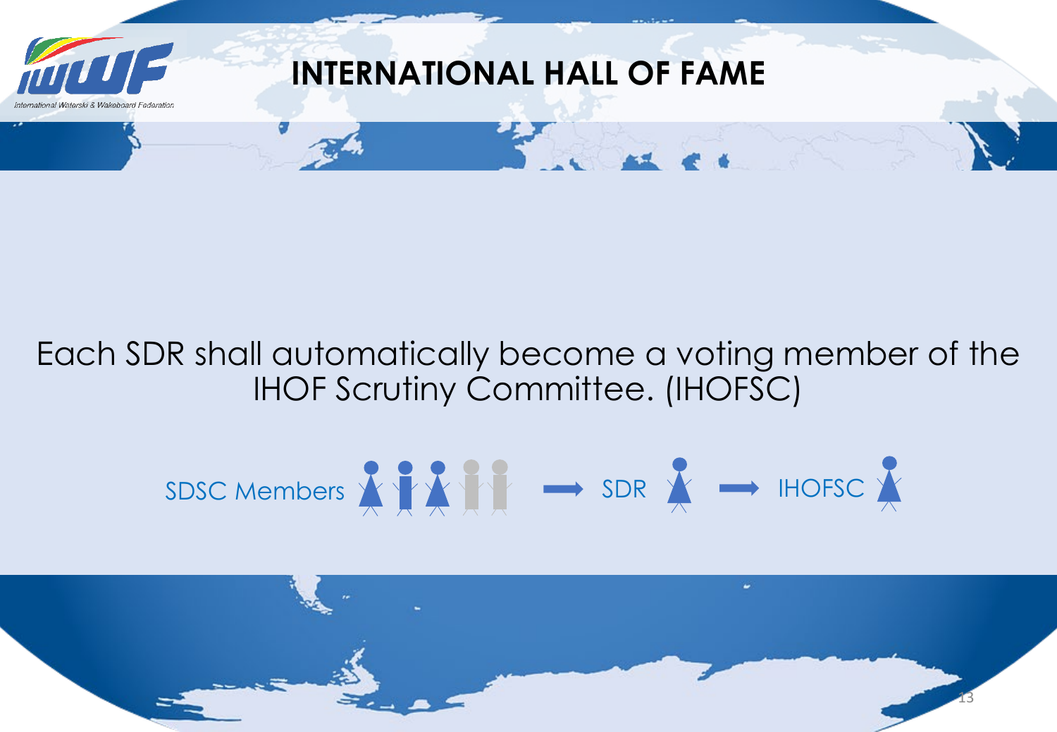# INTERNATIONAL HALL OF FAME

Each SDR shall automatically become a voting member of the IHOF Scrutiny Committee. (IHOFSC)

SDSC Members → SDR → IHOFSC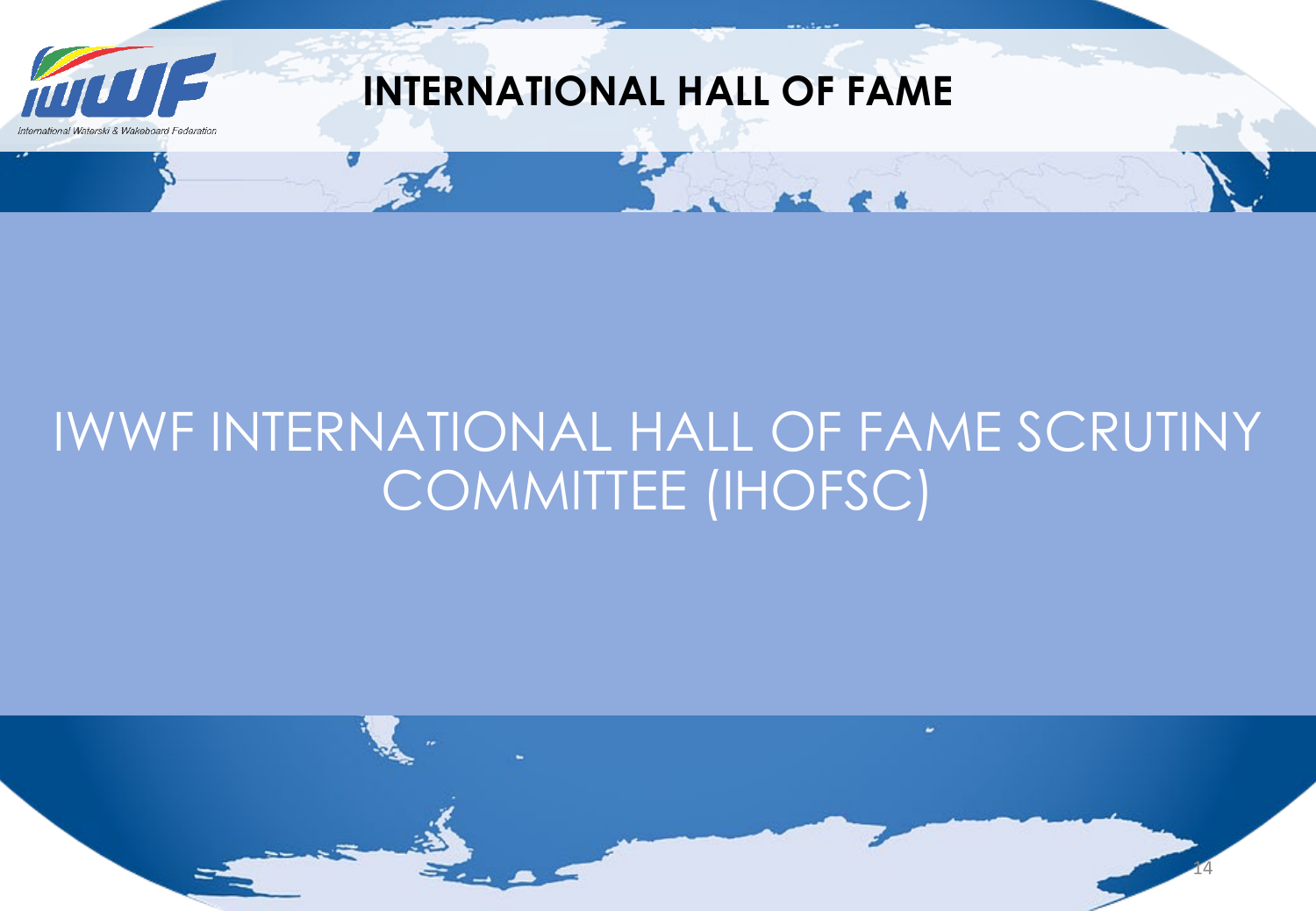# INTERNATIONAL HALL OF FAME

## IWWF INTERNATIONAL HALL OF FAME SCRUTINY COMMITTEE (IHOFSC)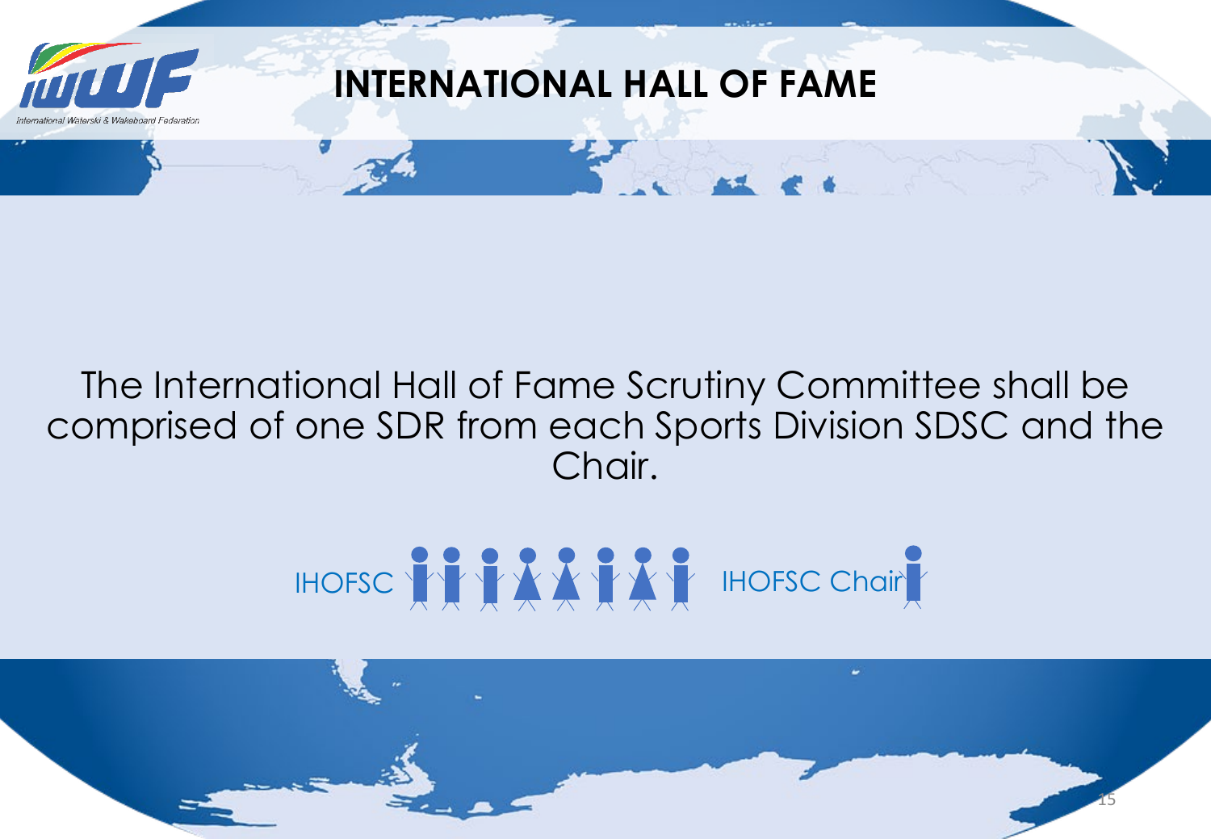# INTERNATIONAL HALL OF FAME

The International Hall of Fame Scrutiny Committee shall be comprised of one SDR from each Sports Division SDSC and the Chair.

IHOFSC IHOFSC Chair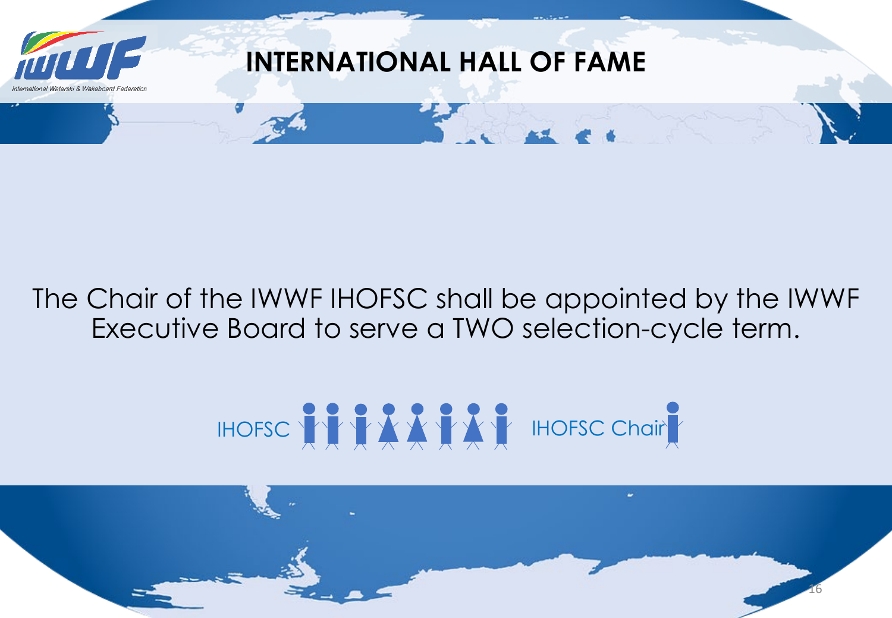# INTERNATIONAL HALL OF FAME

The Chair of the IWWF IHOFSC shall be appointed by the IWWF Executive Board to serve a TWO selection-cycle term.

IHOFSC IHOFSC Chair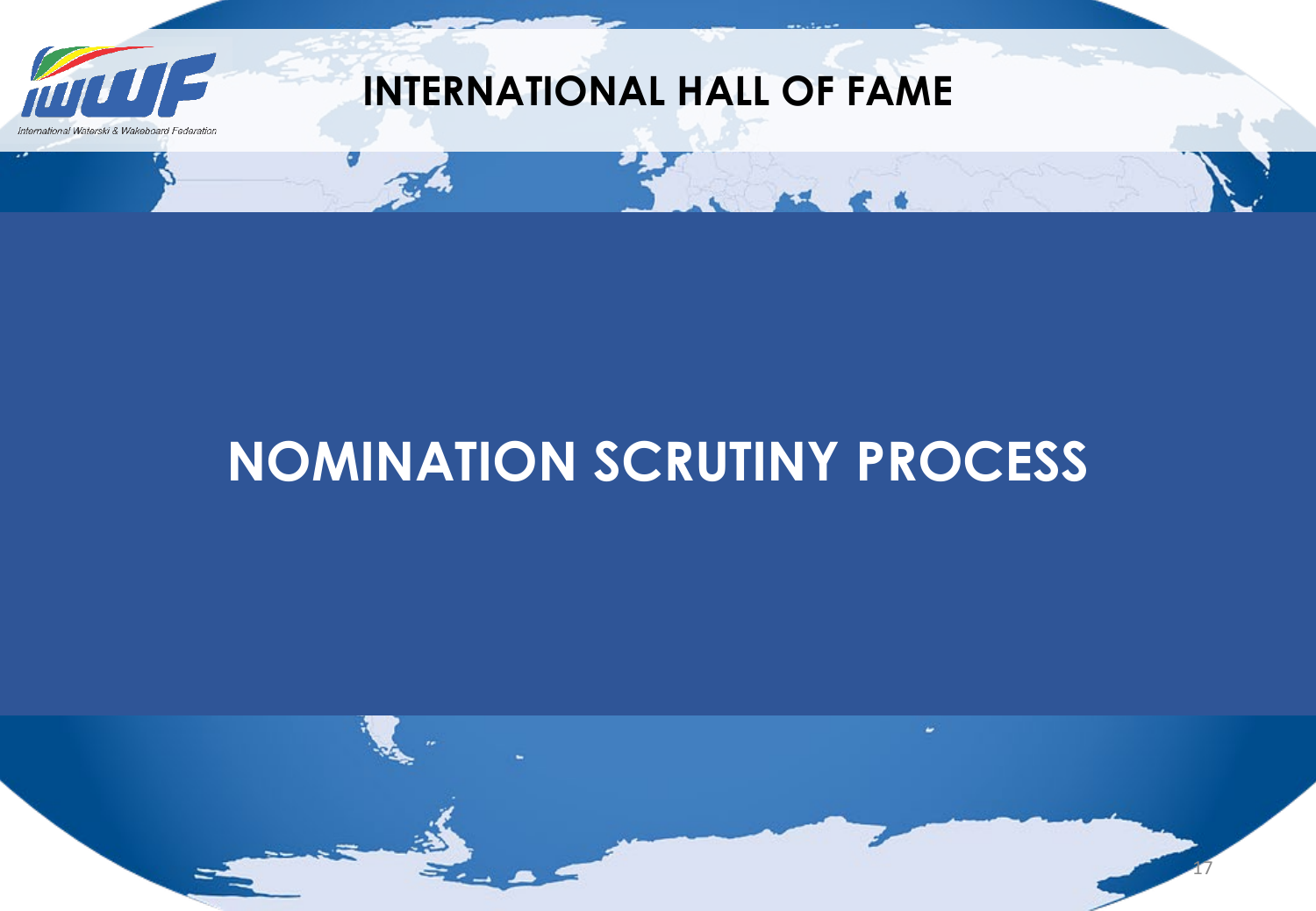# NOMINATION SCRUTINY PROCESS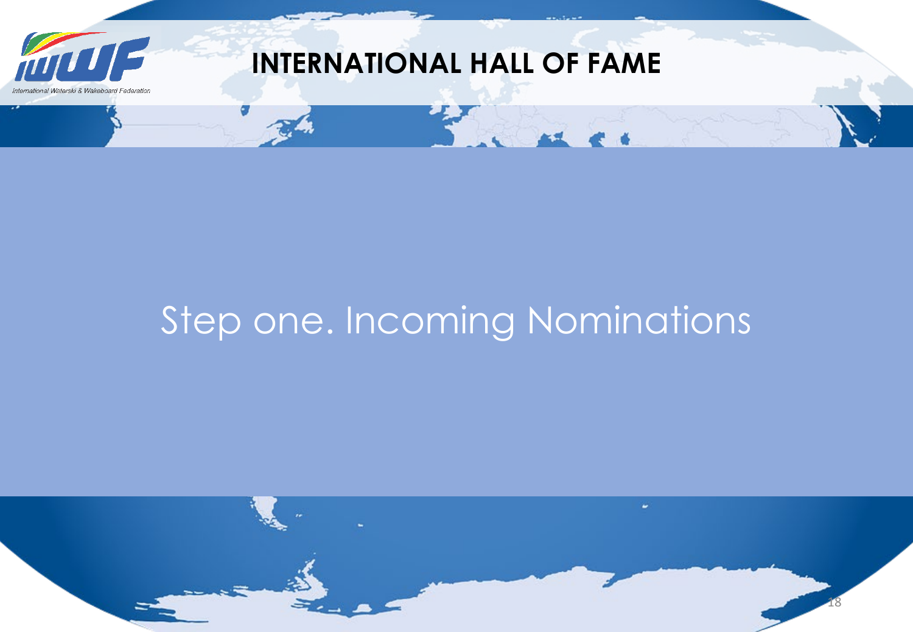# INTERNATIONAL HALL OF FAME

## Step one. Incoming Nominations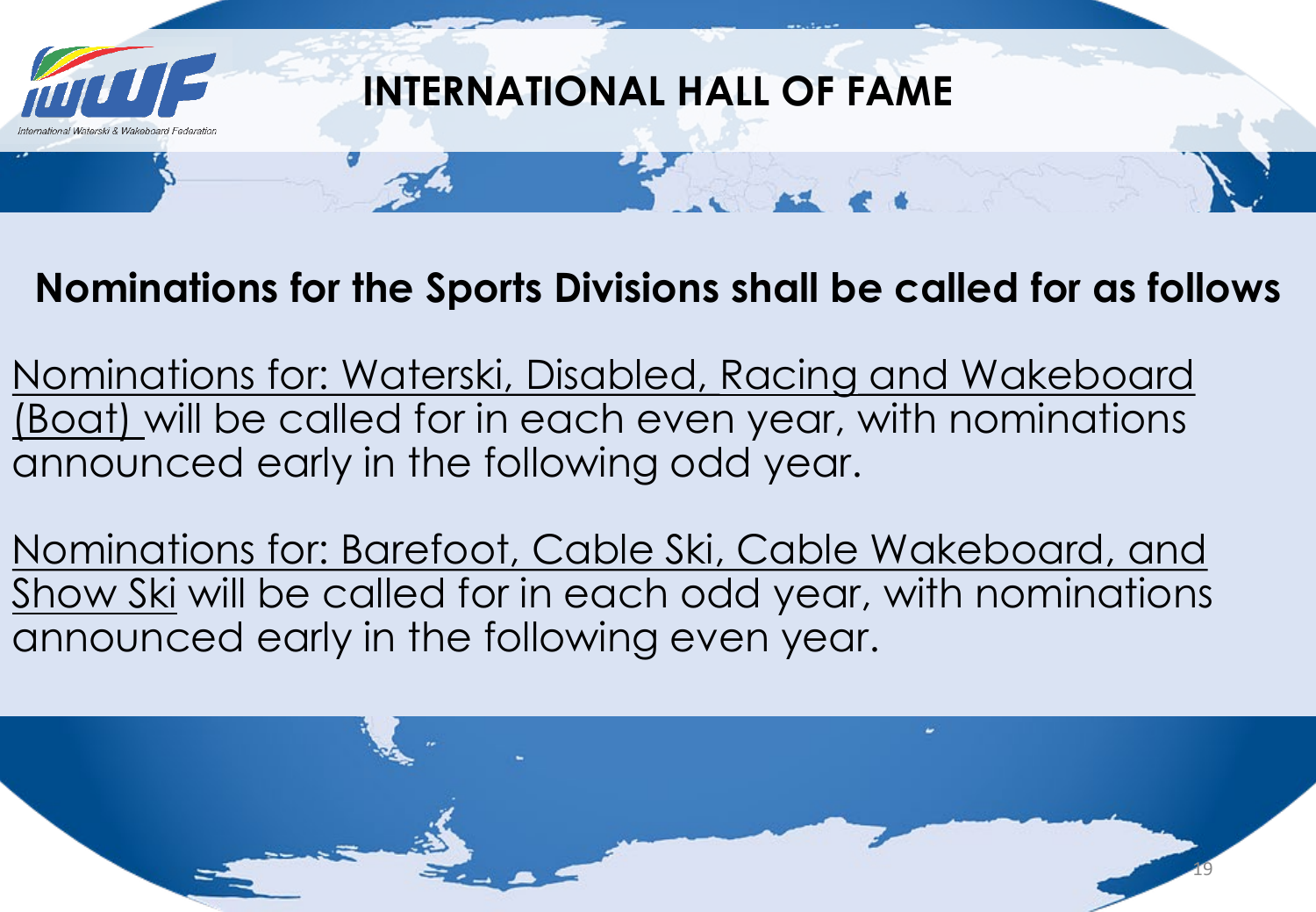# INTERNATIONAL HALL OF FAME

## Nominations for the Sports Divisions shall be called for as follows

<u>Nominations for: Waterski, Disabled, Racing and Wakeboard (Boat)</u> will be called for in each even year, with nominations announced early in the following odd year.

<u>Nominations for: Barefoot, Cable Ski, Cable Wakeboard, and Show Ski</u> will be called for in each odd year, with nominations announced early in the following even year.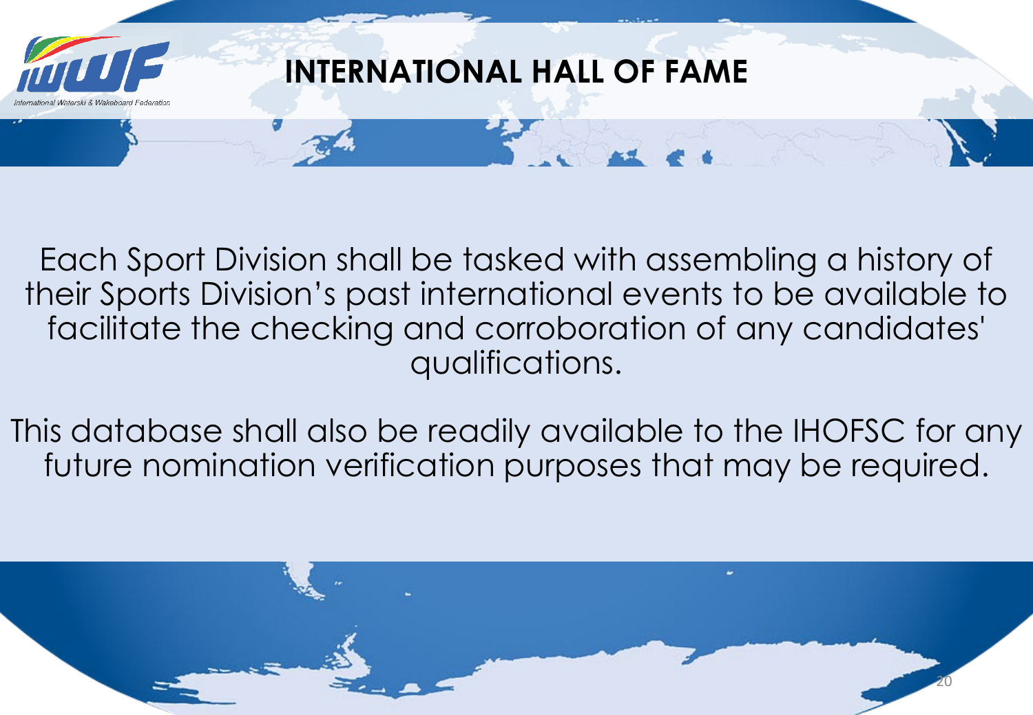# INTERNATIONAL HALL OF FAME

Each Sport Division shall be tasked with assembling a history of their Sports Division’s past international events to be available to facilitate the checking and corroboration of any candidates' qualifications.

This database shall also be readily available to the IHOFSC for any future nomination verification purposes that may be required.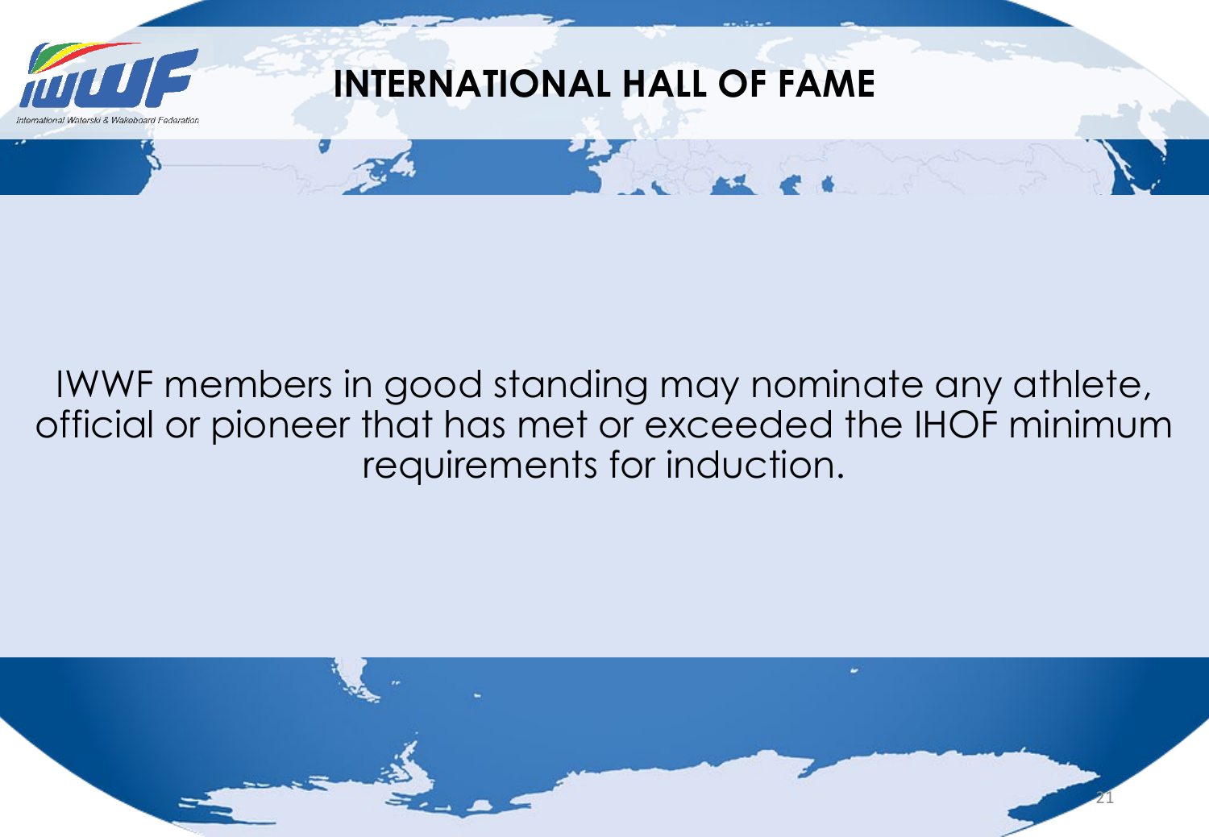# INTERNATIONAL HALL OF FAME

IWWF members in good standing may nominate any athlete, official or pioneer that has met or exceeded the IHOF minimum requirements for induction.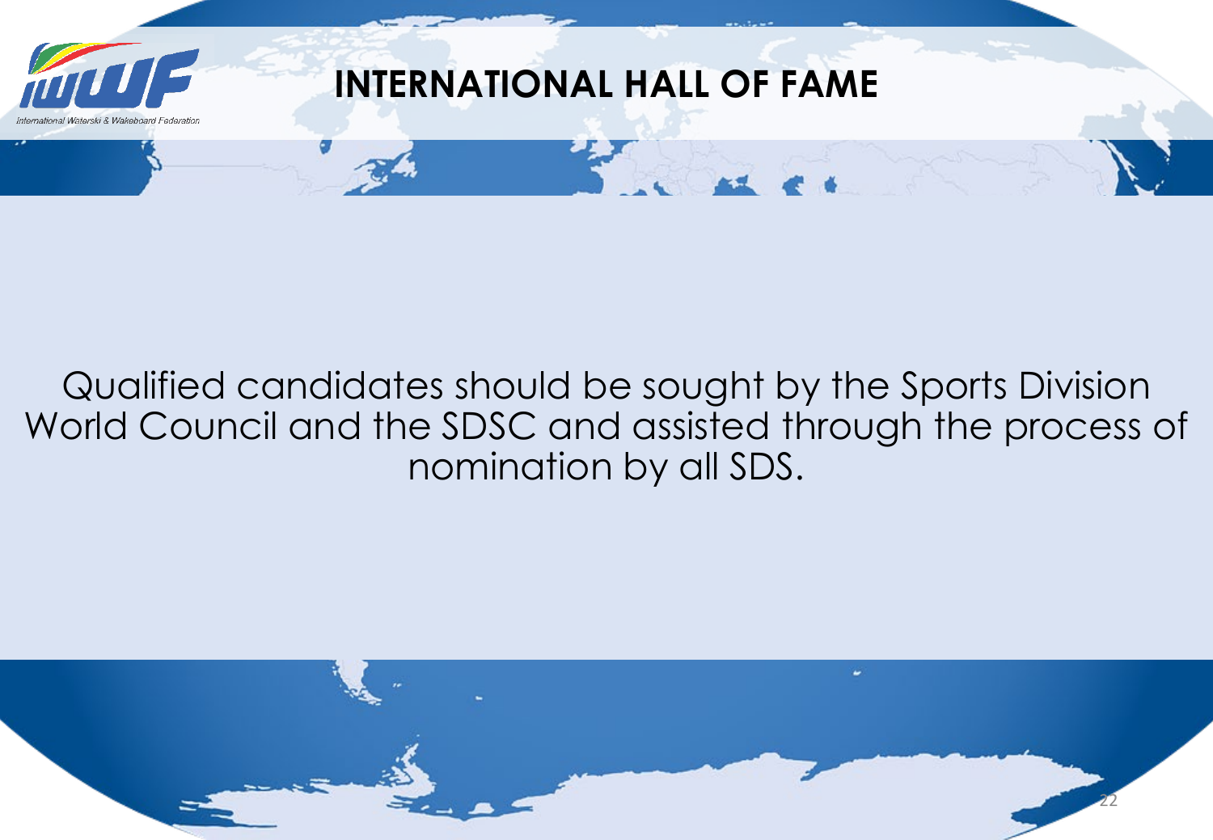# INTERNATIONAL HALL OF FAME

Qualified candidates should be sought by the Sports Division World Council and the SDSC and assisted through the process of nomination by all SDS.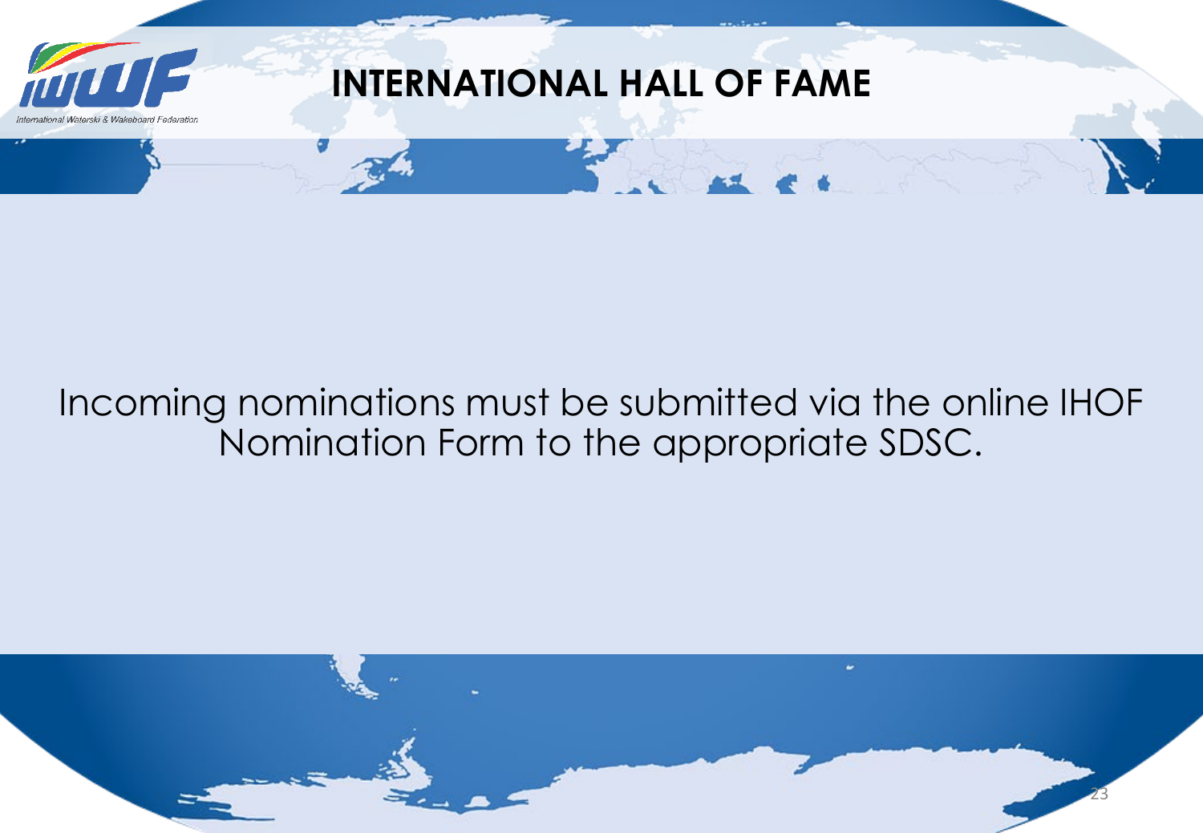# INTERNATIONAL HALL OF FAME

Incoming nominations must be submitted via the online IHOF Nomination Form to the appropriate SDSC.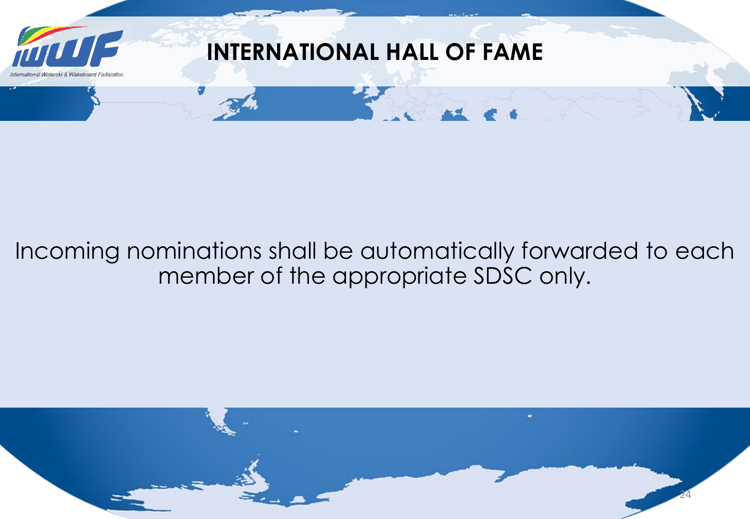# INTERNATIONAL HALL OF FAME

Incoming nominations shall be automatically forwarded to each member of the appropriate SDSC only.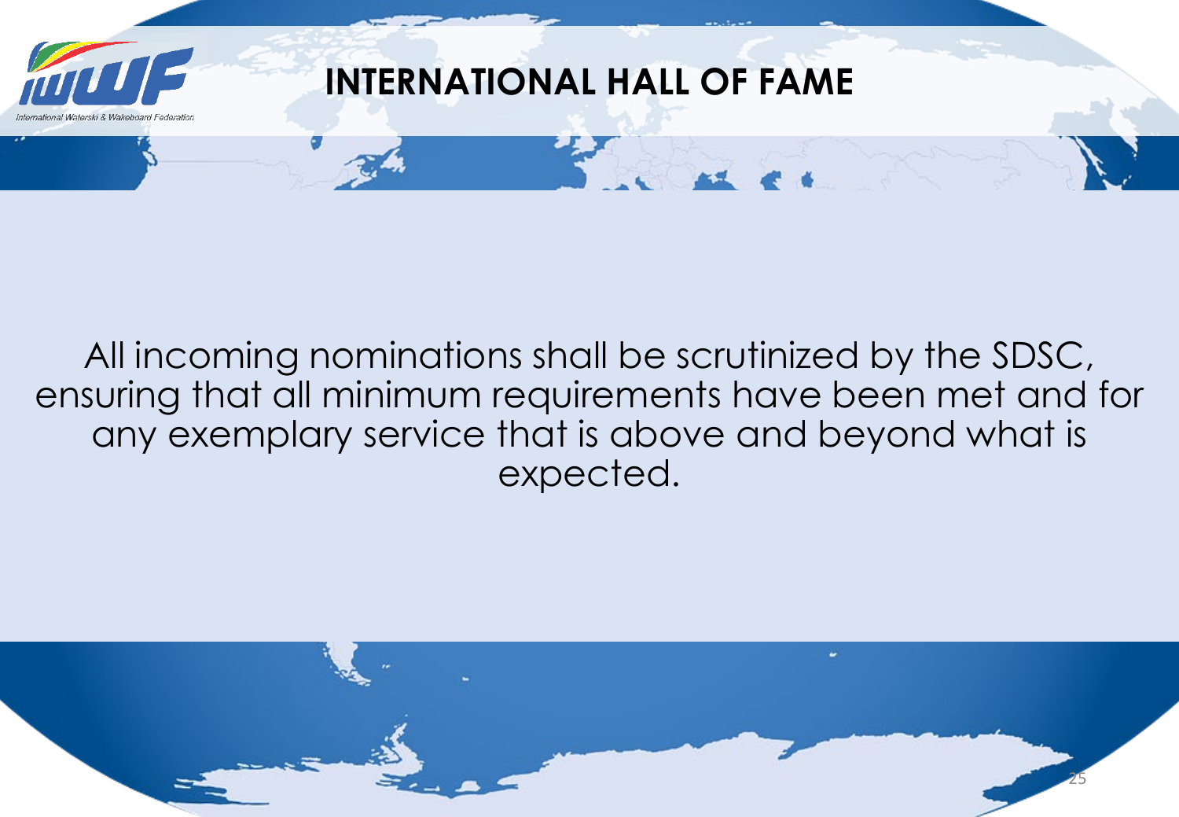# INTERNATIONAL HALL OF FAME

All incoming nominations shall be scrutinized by the SDSC, ensuring that all minimum requirements have been met and for any exemplary service that is above and beyond what is expected.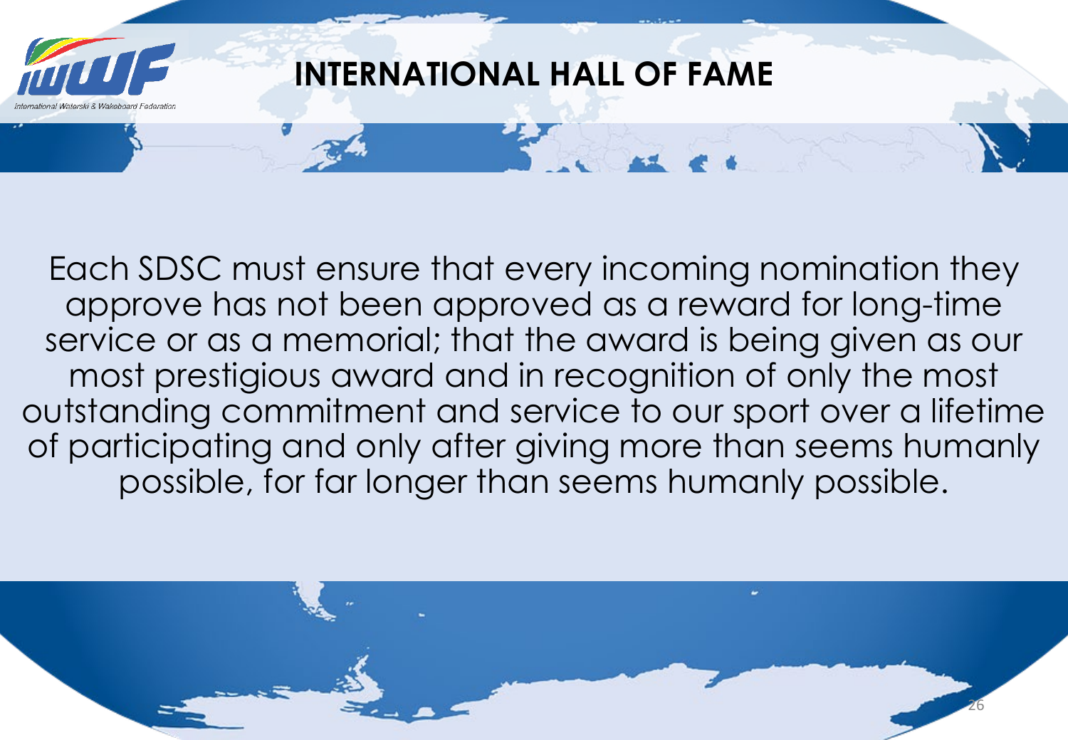# INTERNATIONAL HALL OF FAME

Each SDSC must ensure that every incoming nomination they approve has not been approved as a reward for long-time service or as a memorial; that the award is being given as our most prestigious award and in recognition of only the most outstanding commitment and service to our sport over a lifetime of participating and only after giving more than seems humanly possible, for far longer than seems humanly possible.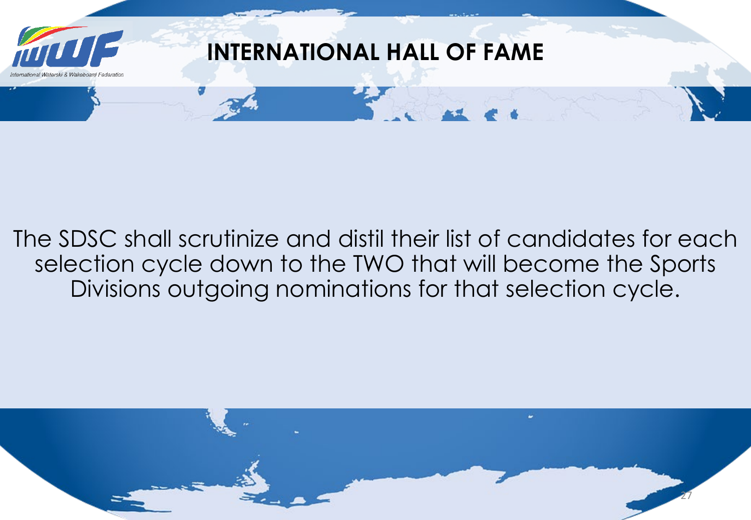# INTERNATIONAL HALL OF FAME

The SDSC shall scrutinize and distil their list of candidates for each selection cycle down to the TWO that will become the Sports Divisions outgoing nominations for that selection cycle.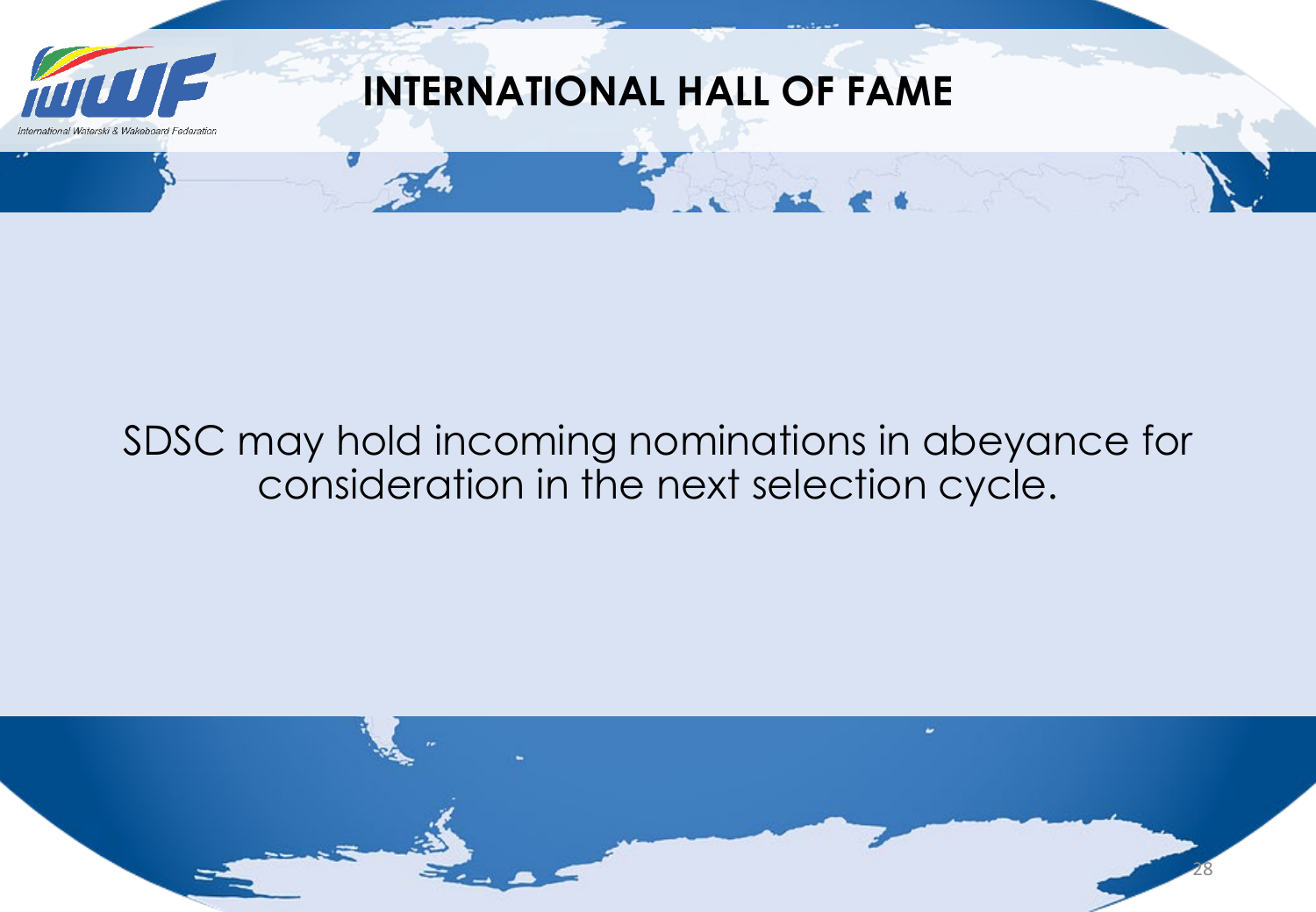# INTERNATIONAL HALL OF FAME

SDSC may hold incoming nominations in abeyance for consideration in the next selection cycle.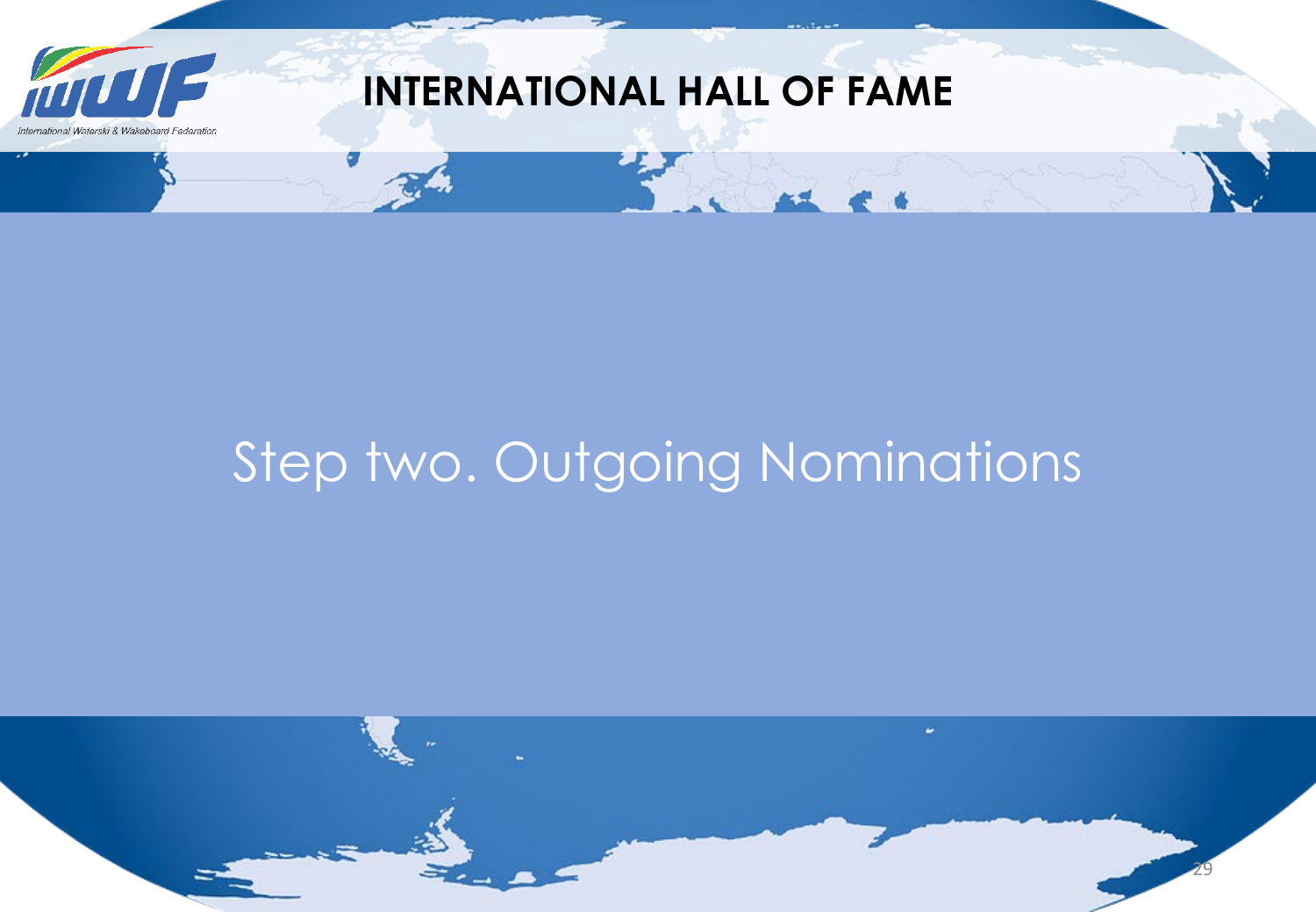# Step two. Outgoing Nominations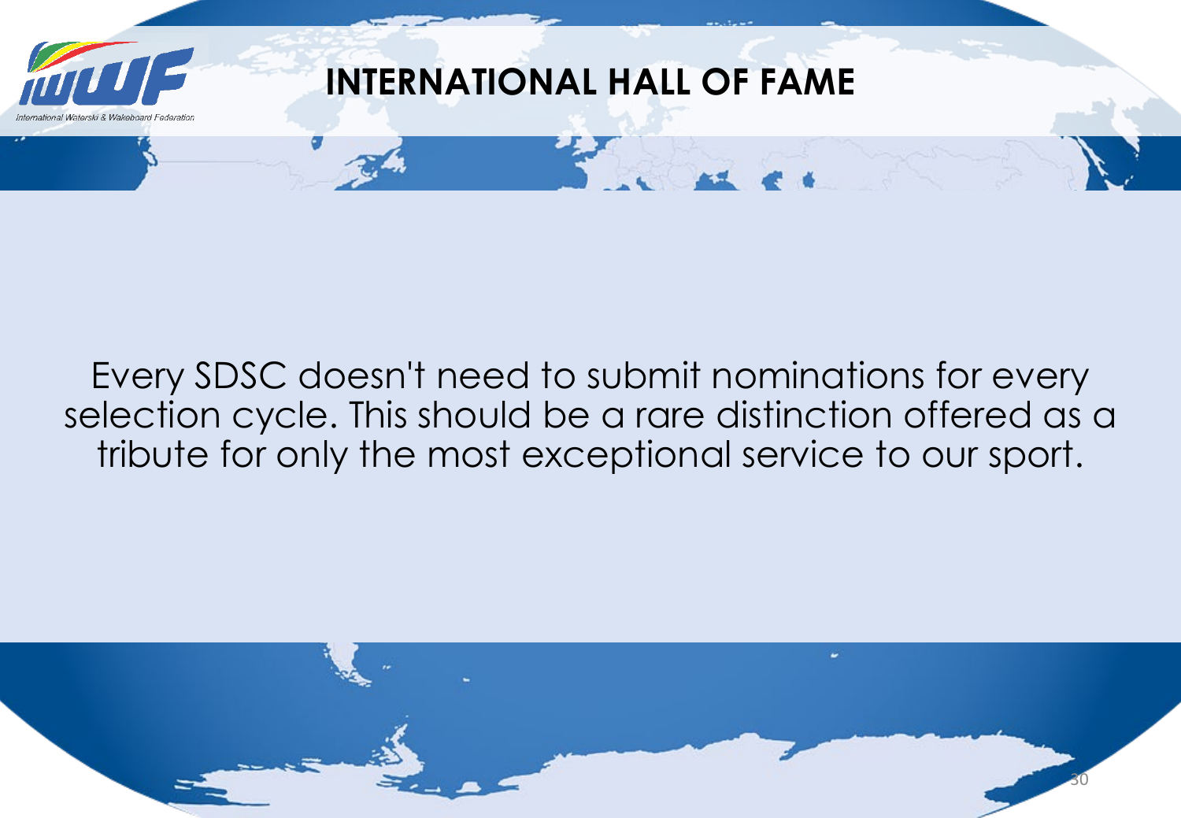# INTERNATIONAL HALL OF FAME

Every SDSC doesn't need to submit nominations for every selection cycle. This should be a rare distinction offered as a tribute for only the most exceptional service to our sport.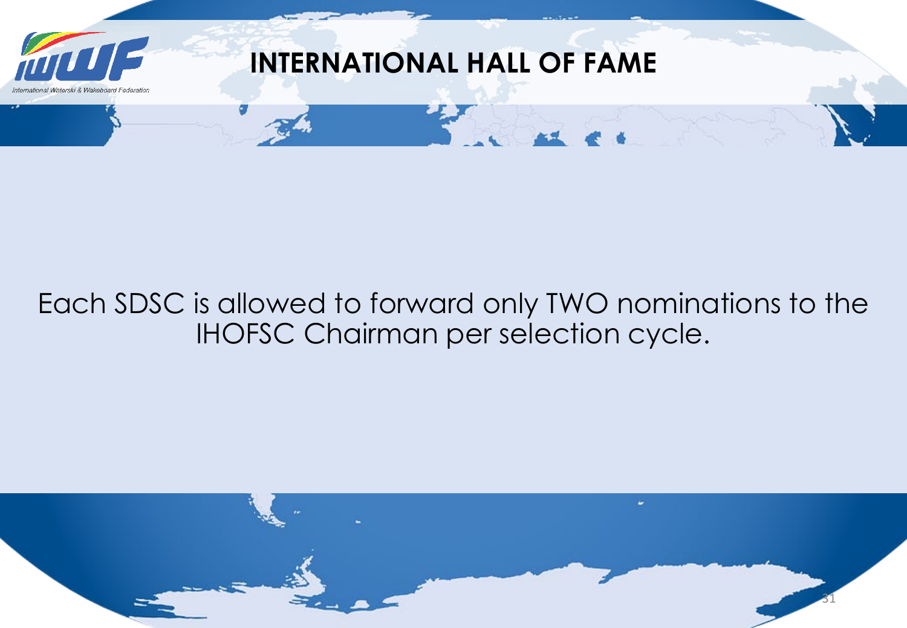# INTERNATIONAL HALL OF FAME

Each SDSC is allowed to forward only TWO nominations to the IHOFSC Chairman per selection cycle.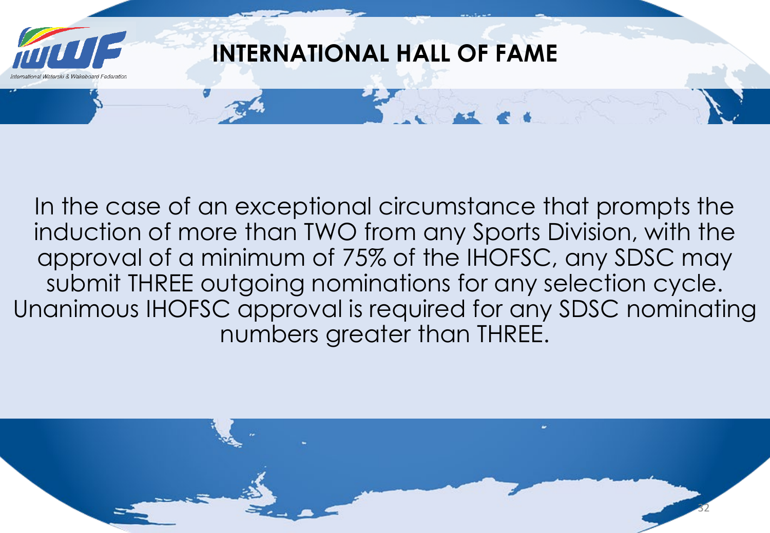# INTERNATIONAL HALL OF FAME

In the case of an exceptional circumstance that prompts the induction of more than TWO from any Sports Division, with the approval of a minimum of 75% of the IHOFSC, any SDSC may submit THREE outgoing nominations for any selection cycle. Unanimous IHOFSC approval is required for any SDSC nominating numbers greater than THREE.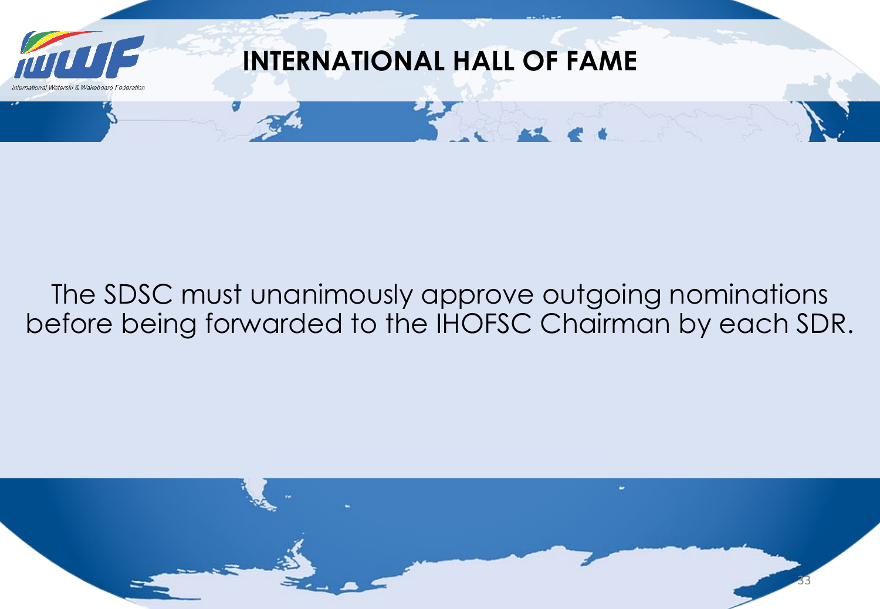# INTERNATIONAL HALL OF FAME

The SDSC must unanimously approve outgoing nominations before being forwarded to the IHOFSC Chairman by each SDR.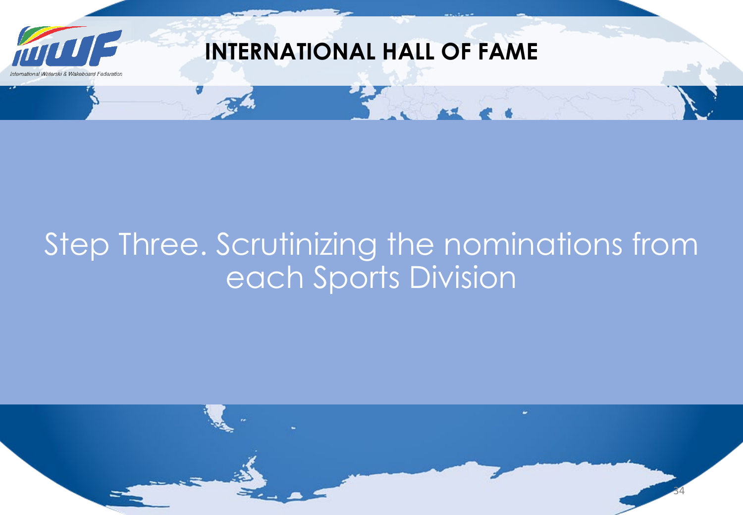# INTERNATIONAL HALL OF FAME

## Step Three. Scrutinizing the nominations from each Sports Division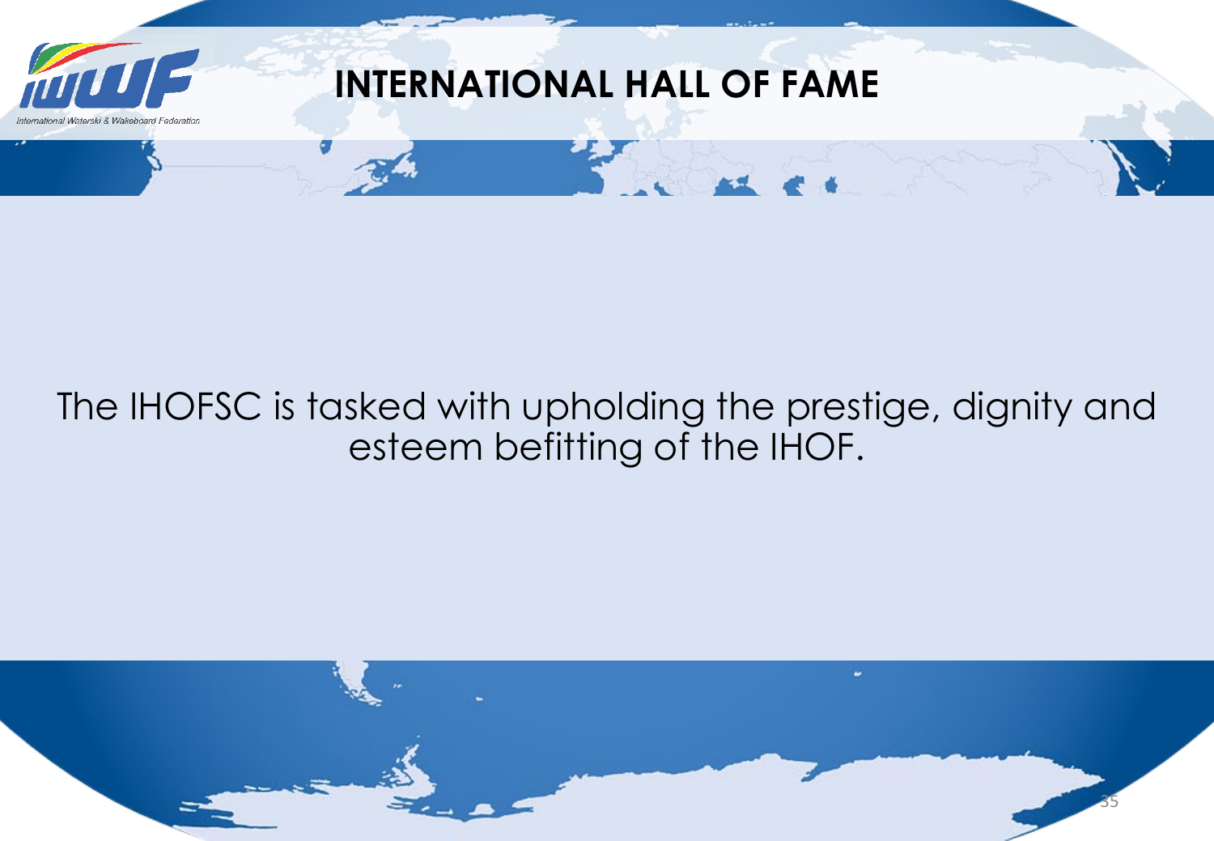# INTERNATIONAL HALL OF FAME

The IHOFSC is tasked with upholding the prestige, dignity and esteem befitting of the IHOF.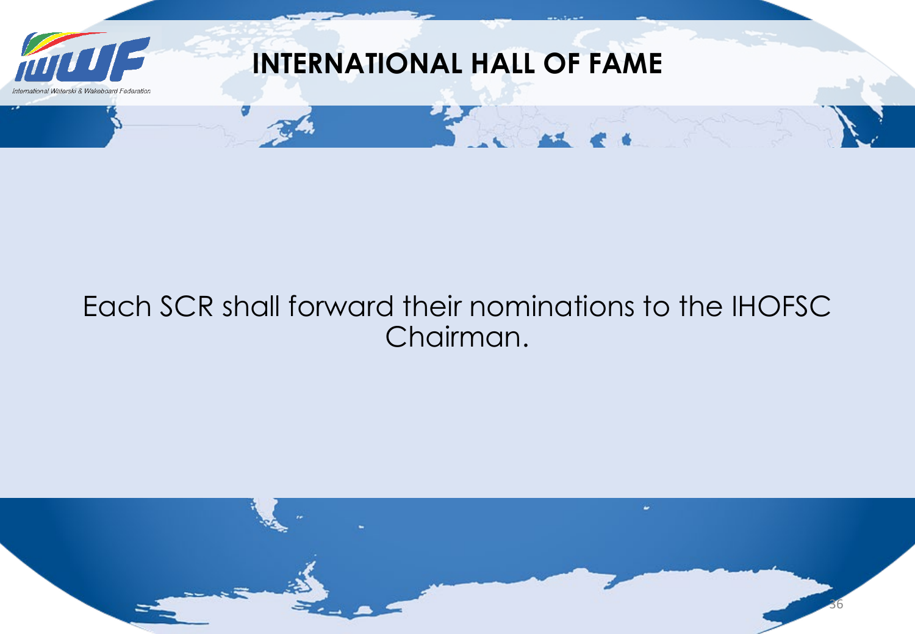# INTERNATIONAL HALL OF FAME

Each SCR shall forward their nominations to the IHOFSC Chairman.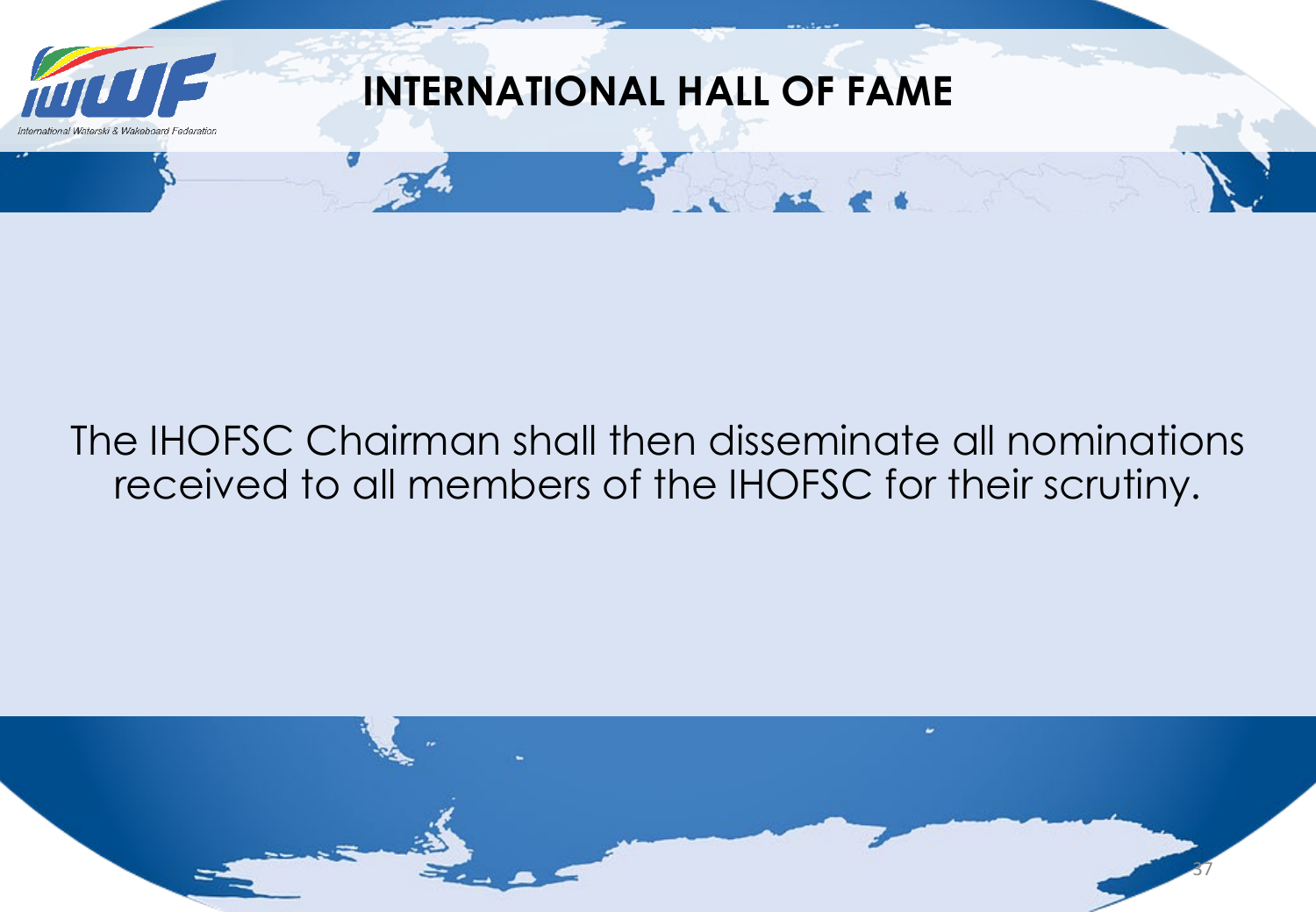# INTERNATIONAL HALL OF FAME

The IHOFSC Chairman shall then disseminate all nominations received to all members of the IHOFSC for their scrutiny.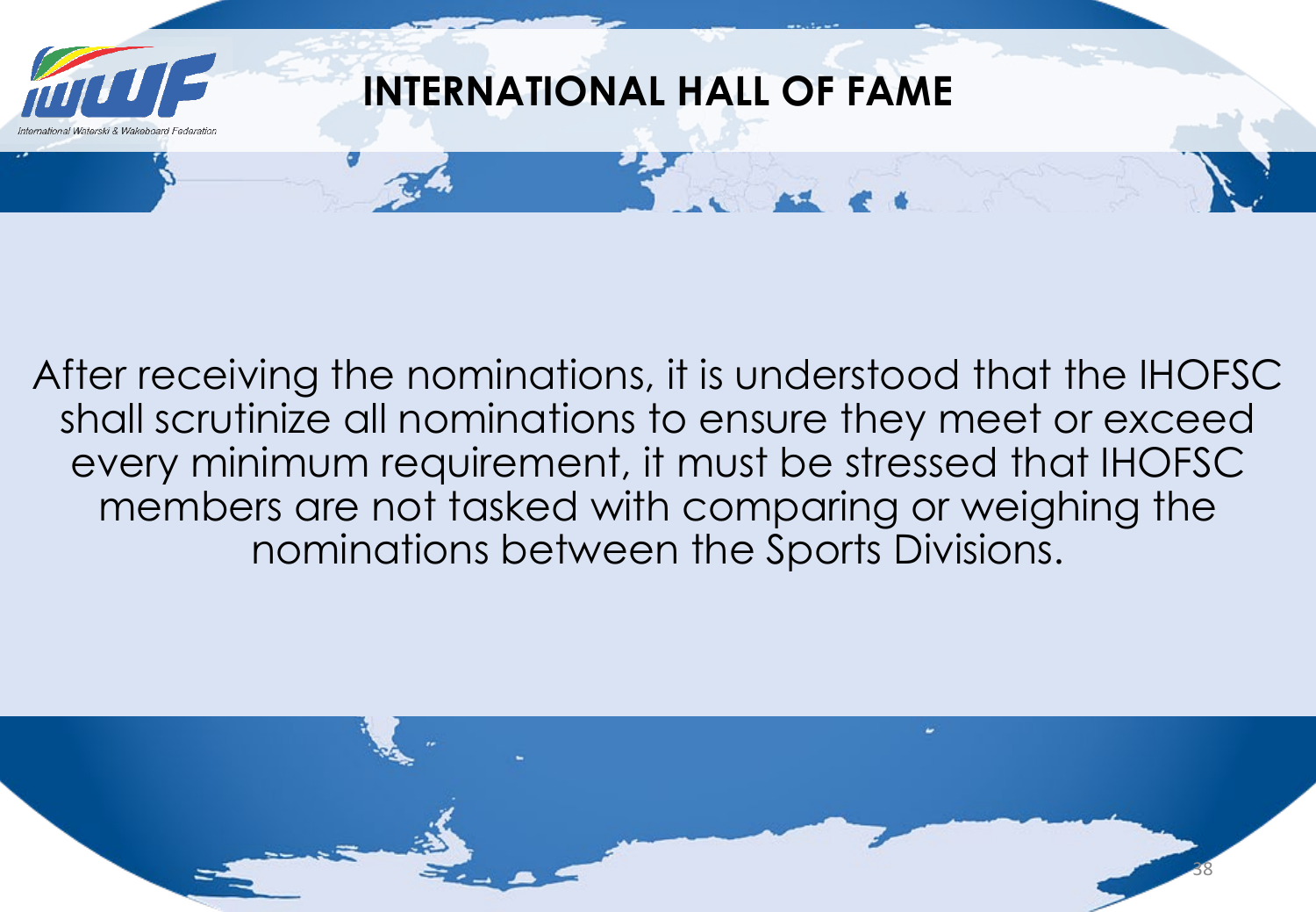## INTERNATIONAL HALL OF FAME

After receiving the nominations, it is understood that the IHOFSC shall scrutinize all nominations to ensure they meet or exceed every minimum requirement, it must be stressed that IHOFSC members are not tasked with comparing or weighing the nominations between the Sports Divisions.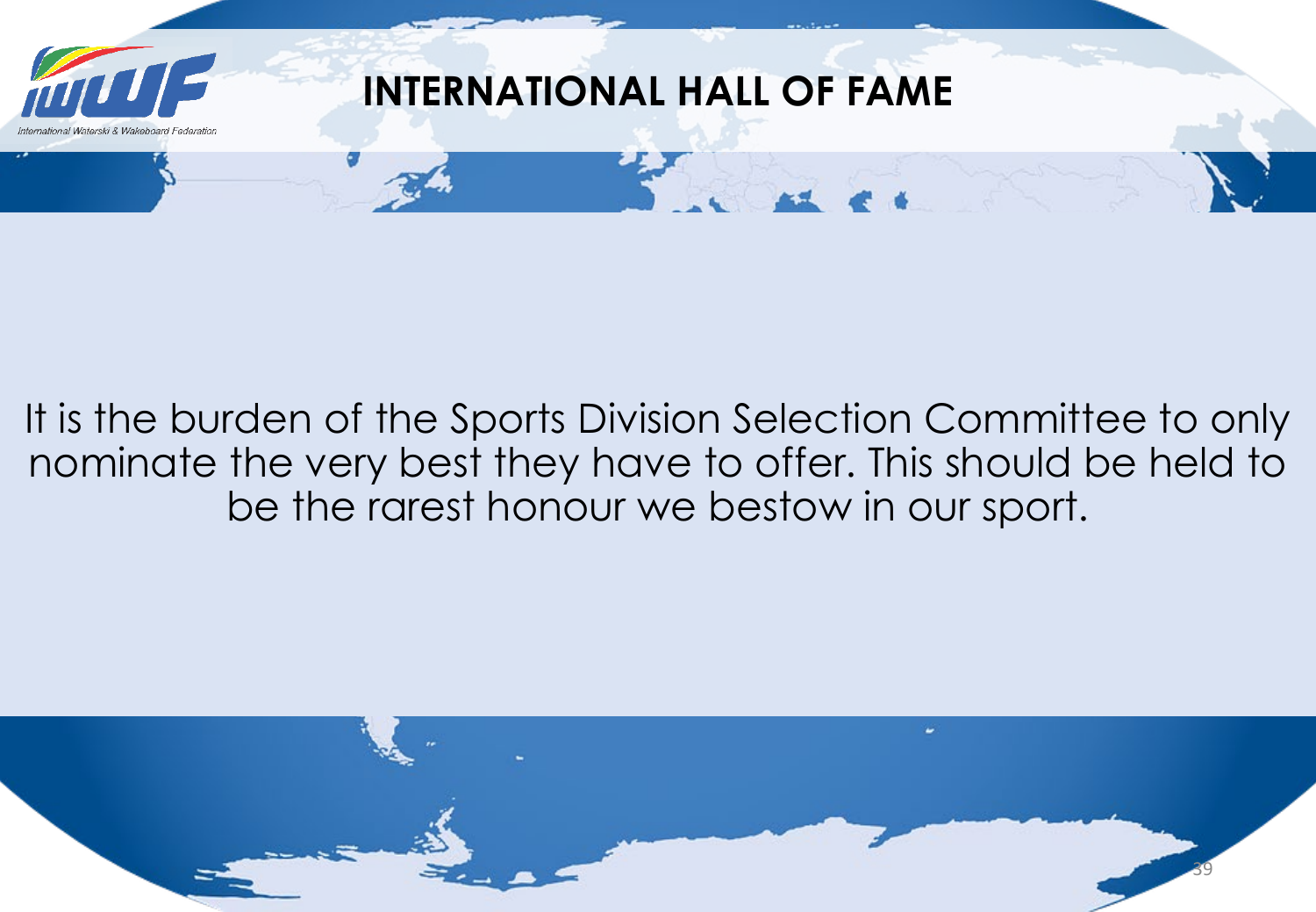# INTERNATIONAL HALL OF FAME

It is the burden of the Sports Division Selection Committee to only nominate the very best they have to offer. This should be held to be the rarest honour we bestow in our sport.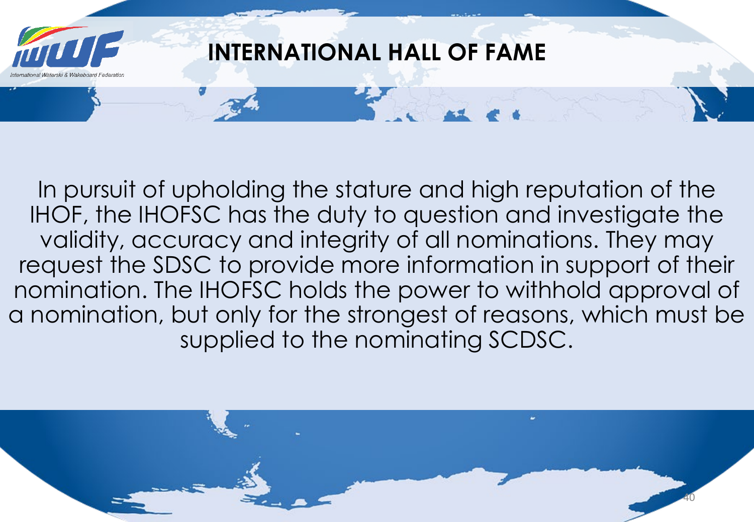# INTERNATIONAL HALL OF FAME

In pursuit of upholding the stature and high reputation of the IHOF, the IHOFSC has the duty to question and investigate the validity, accuracy and integrity of all nominations. They may request the SDSC to provide more information in support of their nomination. The IHOFSC holds the power to withhold approval of a nomination, but only for the strongest of reasons, which must be supplied to the nominating SCDSC.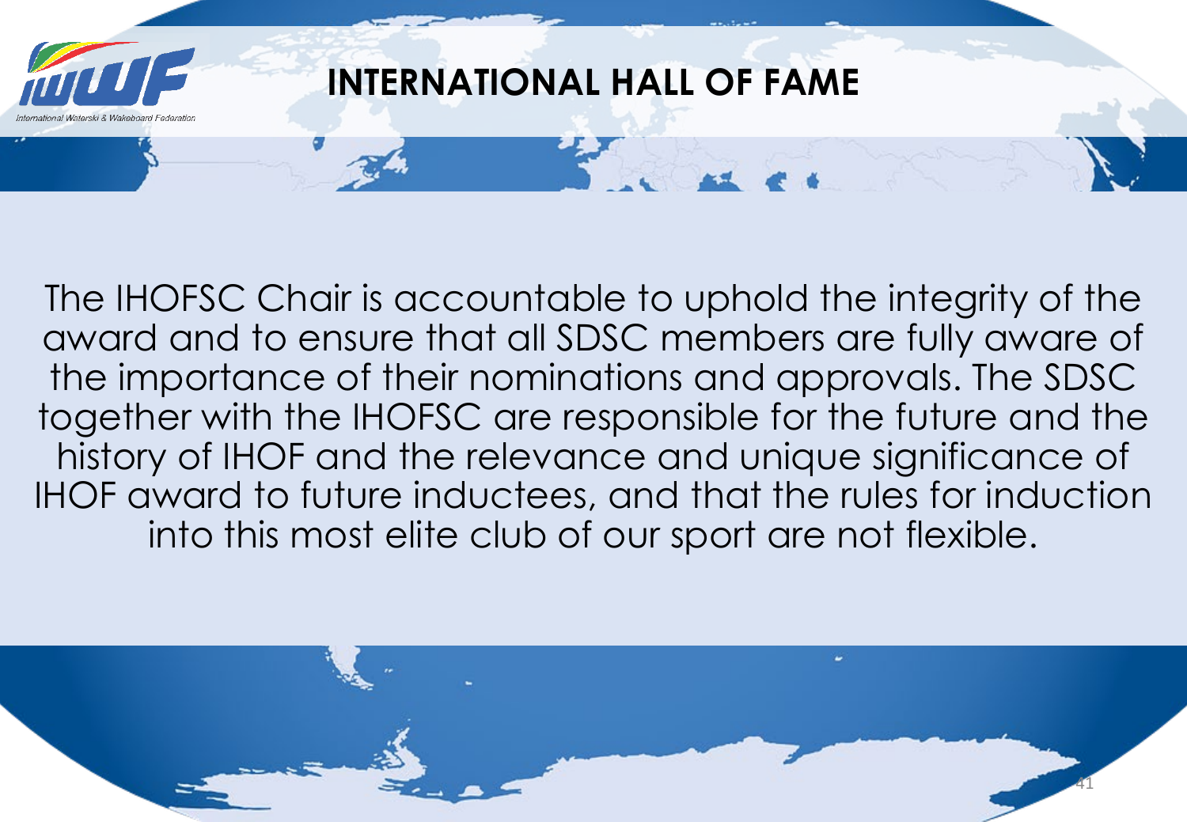# INTERNATIONAL HALL OF FAME

The IHOFSC Chair is accountable to uphold the integrity of the award and to ensure that all SDSC members are fully aware of the importance of their nominations and approvals. The SDSC together with the IHOFSC are responsible for the future and the history of IHOF and the relevance and unique significance of IHOF award to future inductees, and that the rules for induction into this most elite club of our sport are not flexible.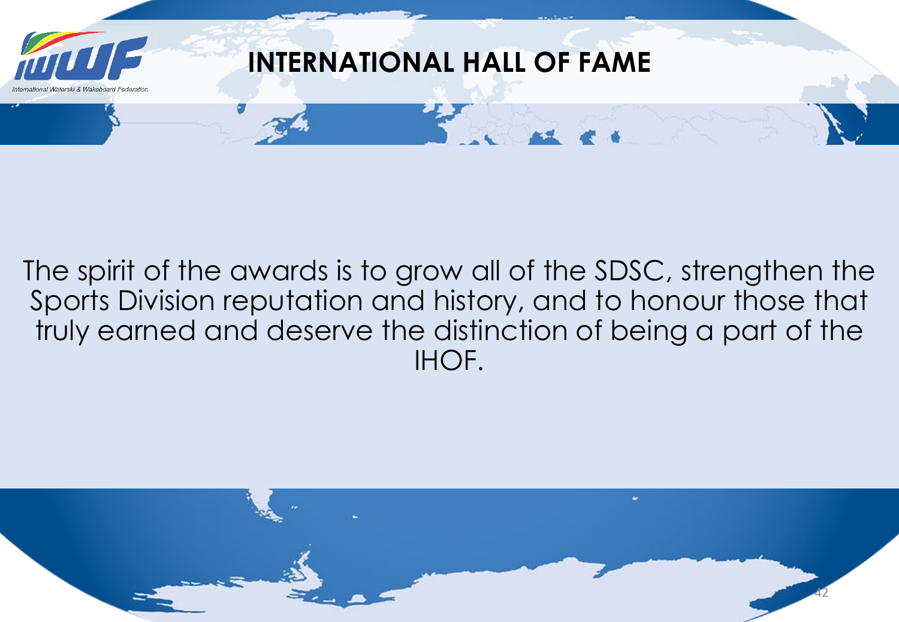# INTERNATIONAL HALL OF FAME

The spirit of the awards is to grow all of the SDSC, strengthen the Sports Division reputation and history, and to honour those that truly earned and deserve the distinction of being a part of the IHOF.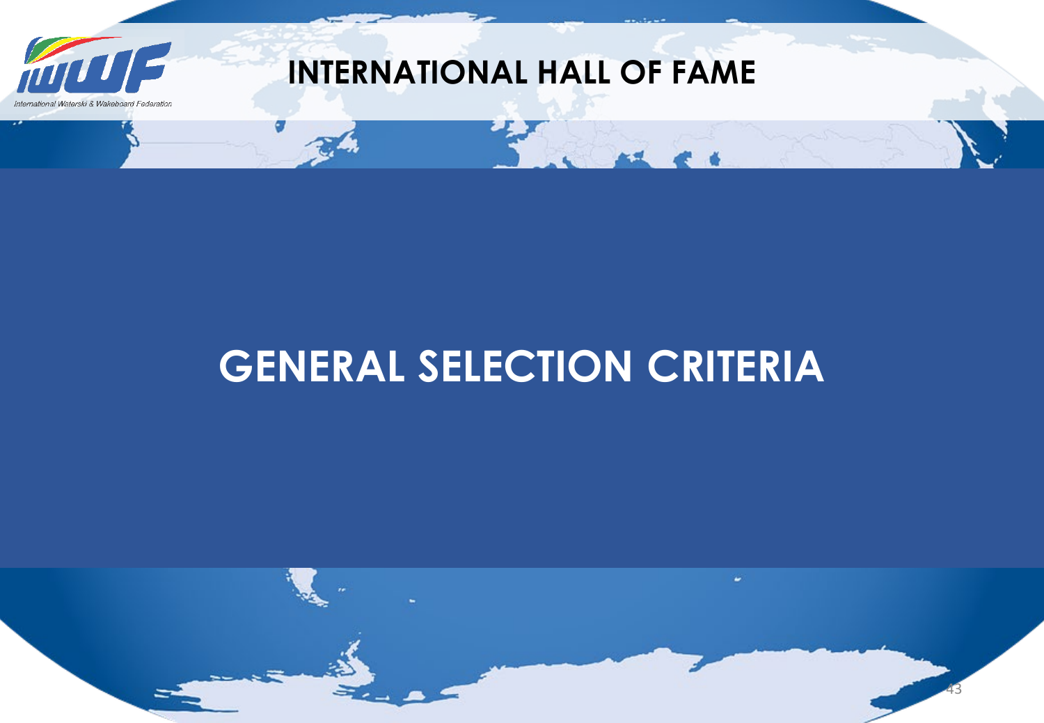# GENERAL SELECTION CRITERIA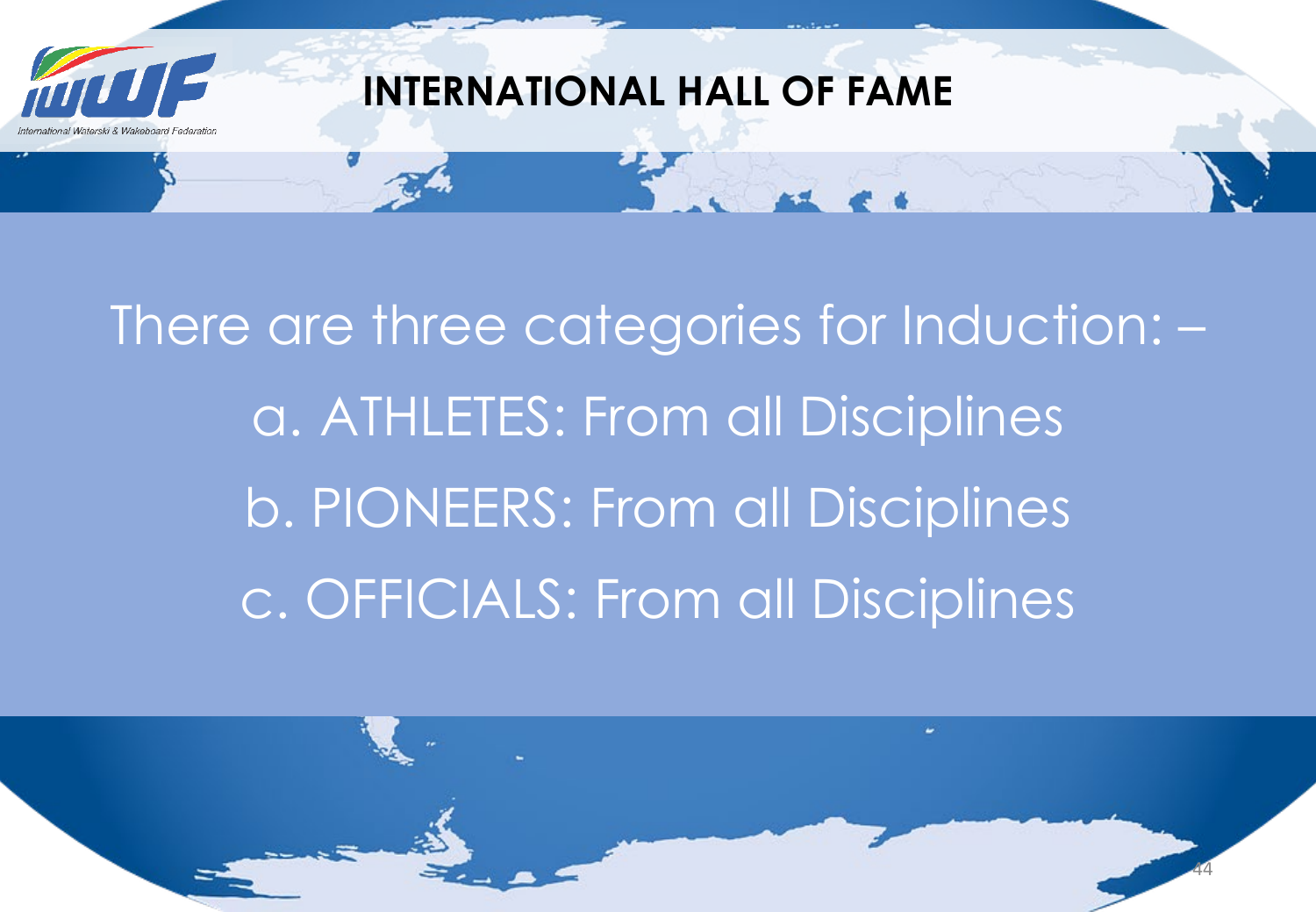International Waterski & Wakeboard Federation

# INTERNATIONAL HALL OF FAME

There are three categories for Induction: –

a. ATHLETES: From all Disciplines

b. PIONEERS: From all Disciplines

c. OFFICIALS: From all Disciplines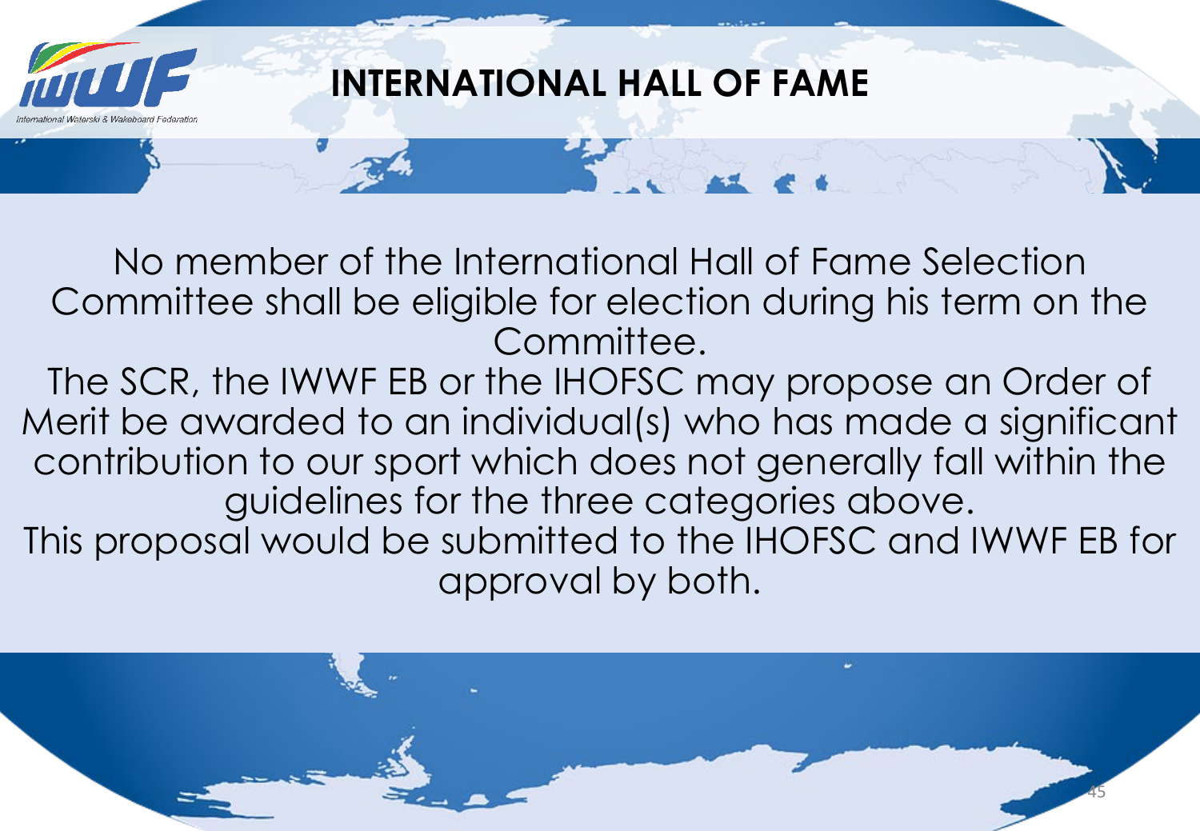# INTERNATIONAL HALL OF FAME

No member of the International Hall of Fame Selection Committee shall be eligible for election during his term on the Committee.

The SCR, the IWWF EB or the IHOFSC may propose an Order of Merit be awarded to an individual(s) who has made a significant contribution to our sport which does not generally fall within the guidelines for the three categories above.

This proposal would be submitted to the IHOFSC and IWWF EB for approval by both.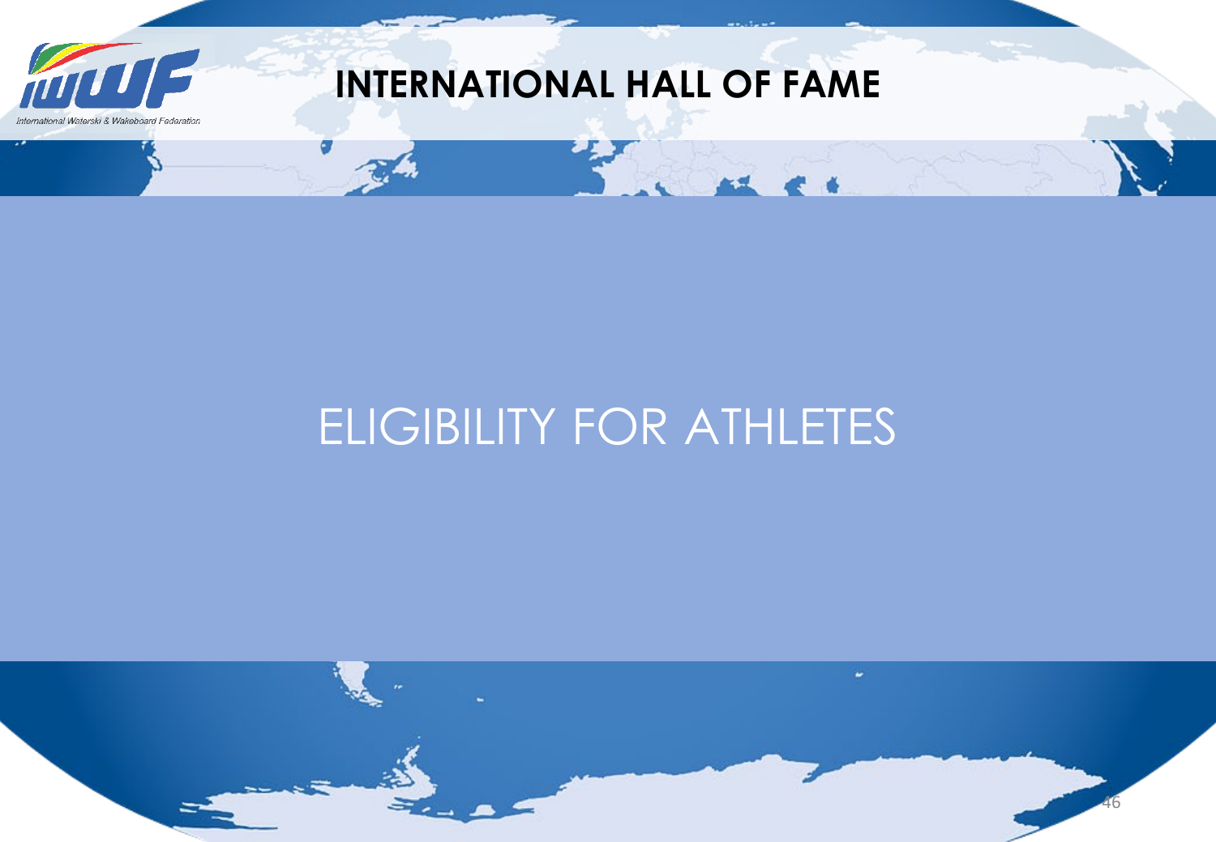# INTERNATIONAL HALL OF FAME

## ELIGIBILITY FOR ATHLETES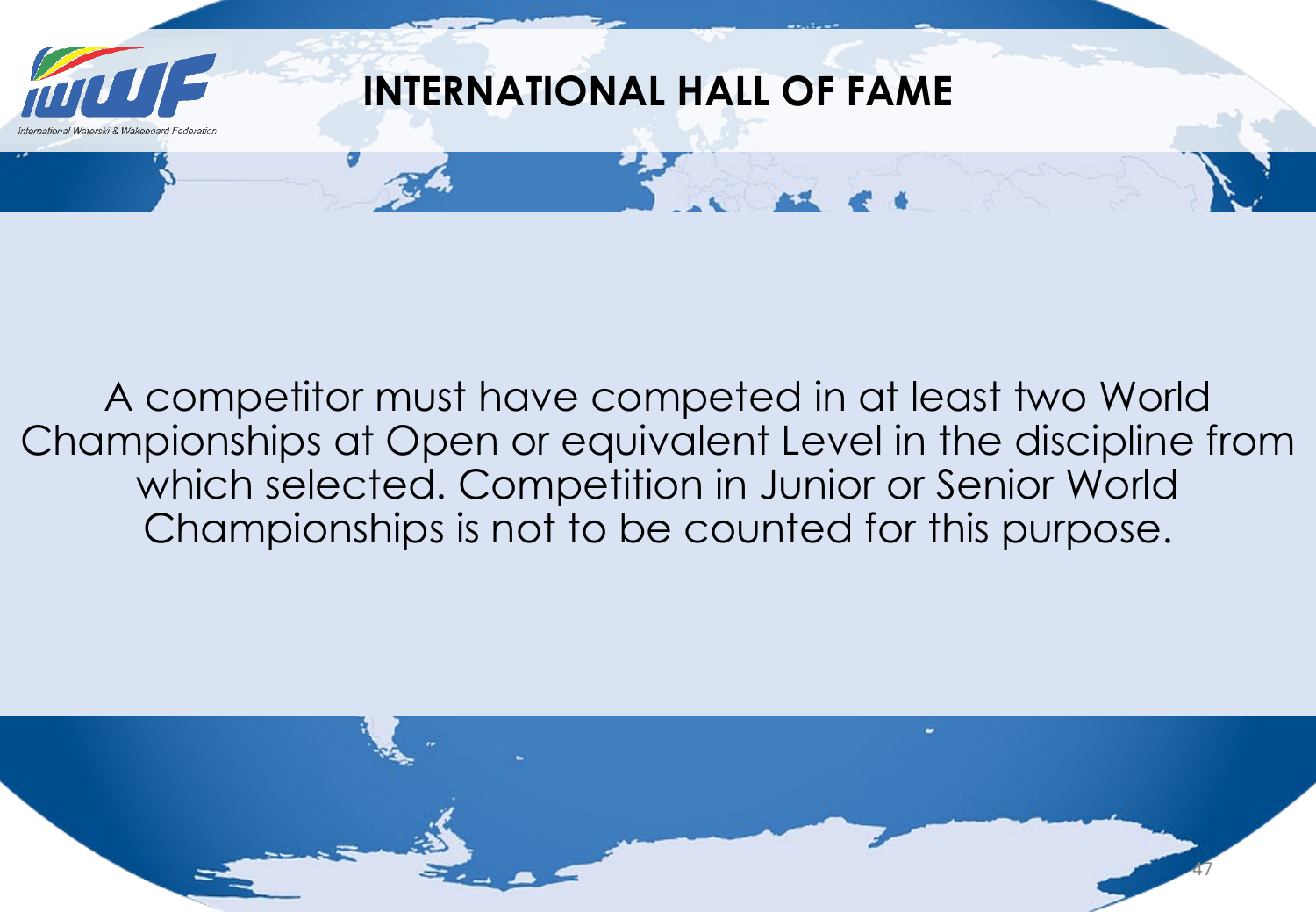# INTERNATIONAL HALL OF FAME

A competitor must have competed in at least two World Championships at Open or equivalent Level in the discipline from which selected. Competition in Junior or Senior World Championships is not to be counted for this purpose.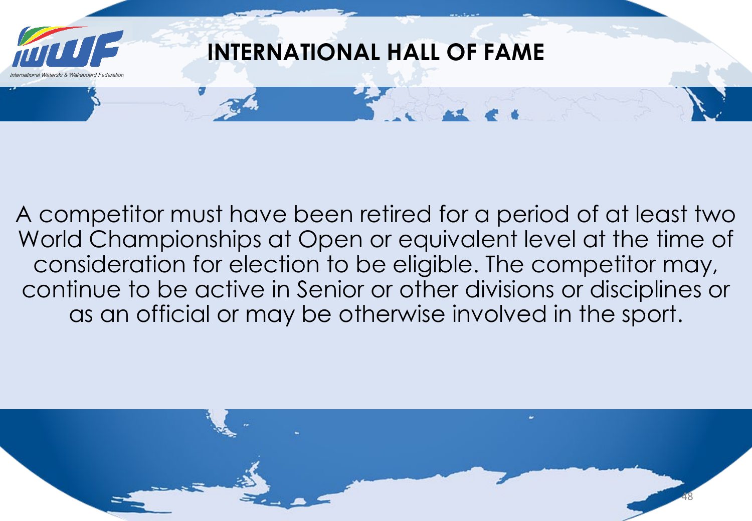# INTERNATIONAL HALL OF FAME

A competitor must have been retired for a period of at least two World Championships at Open or equivalent level at the time of consideration for election to be eligible. The competitor may, continue to be active in Senior or other divisions or disciplines or as an official or may be otherwise involved in the sport.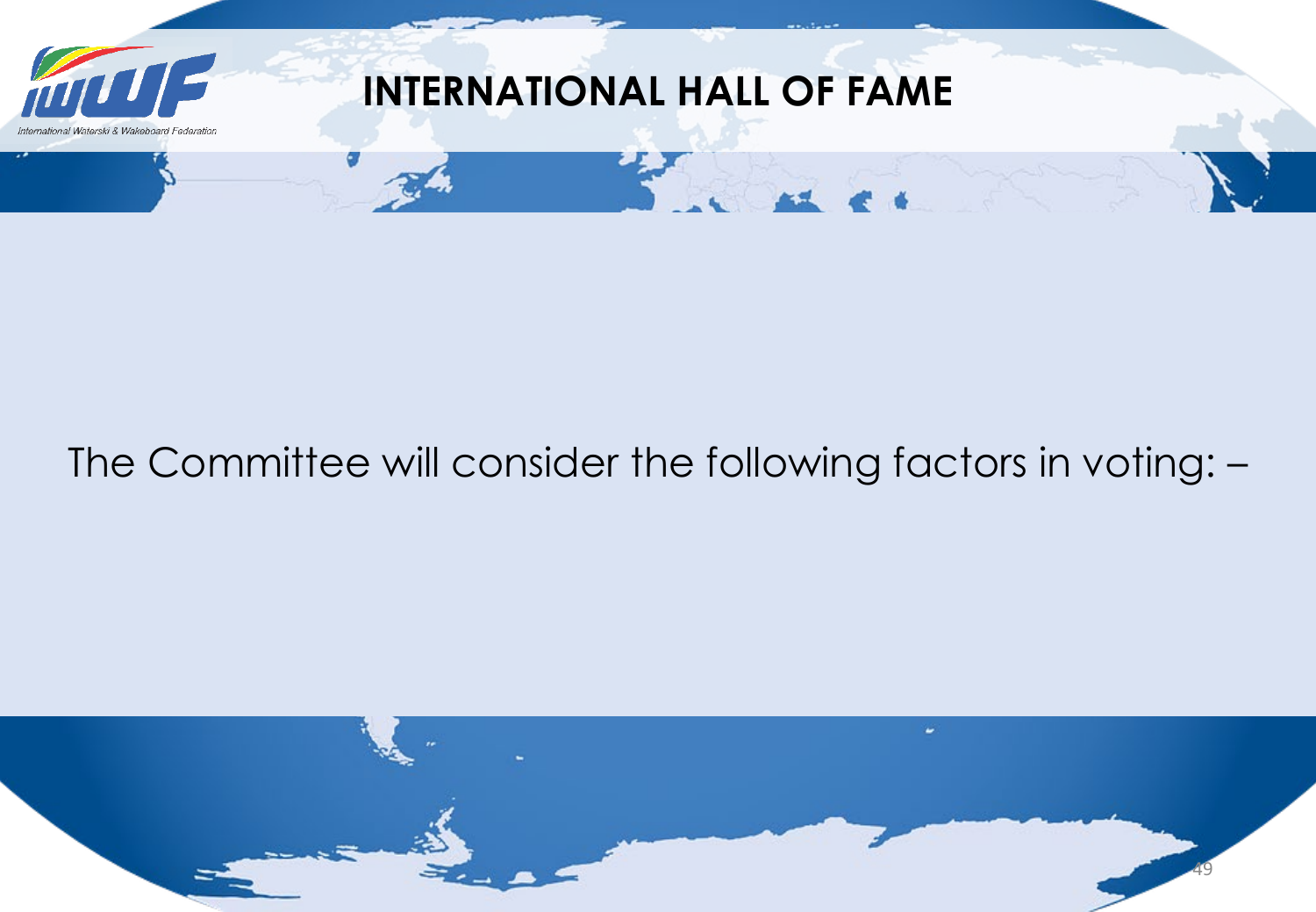# INTERNATIONAL HALL OF FAME

The Committee will consider the following factors in voting: –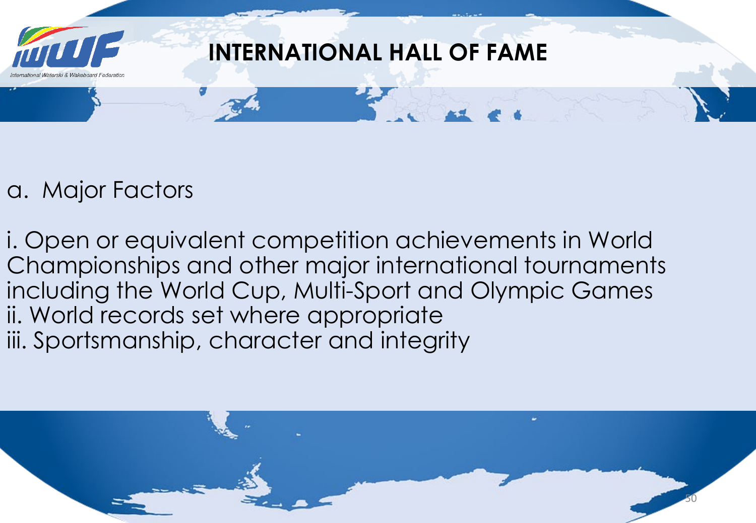# INTERNATIONAL HALL OF FAME

a. Major Factors

i. Open or equivalent competition achievements in World Championships and other major international tournaments including the World Cup, Multi-Sport and Olympic Games
ii. World records set where appropriate
iii. Sportsmanship, character and integrity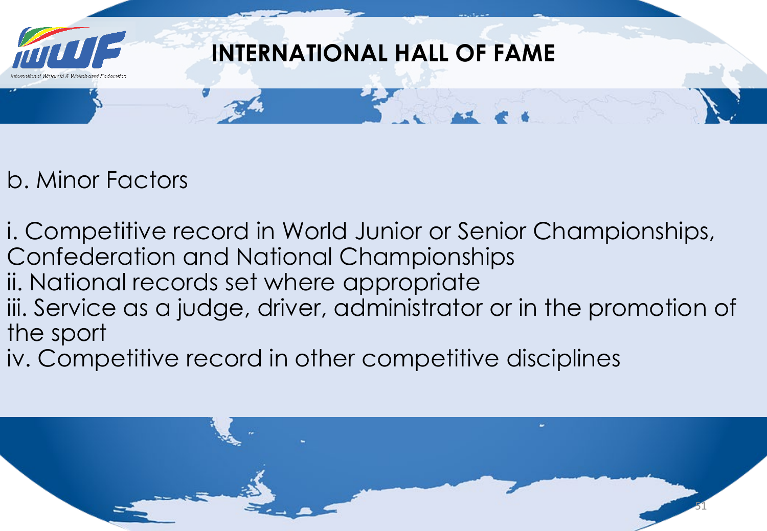# INTERNATIONAL HALL OF FAME

b. Minor Factors

i. Competitive record in World Junior or Senior Championships, Confederation and National Championships
ii. National records set where appropriate
iii. Service as a judge, driver, administrator or in the promotion of the sport
iv. Competitive record in other competitive disciplines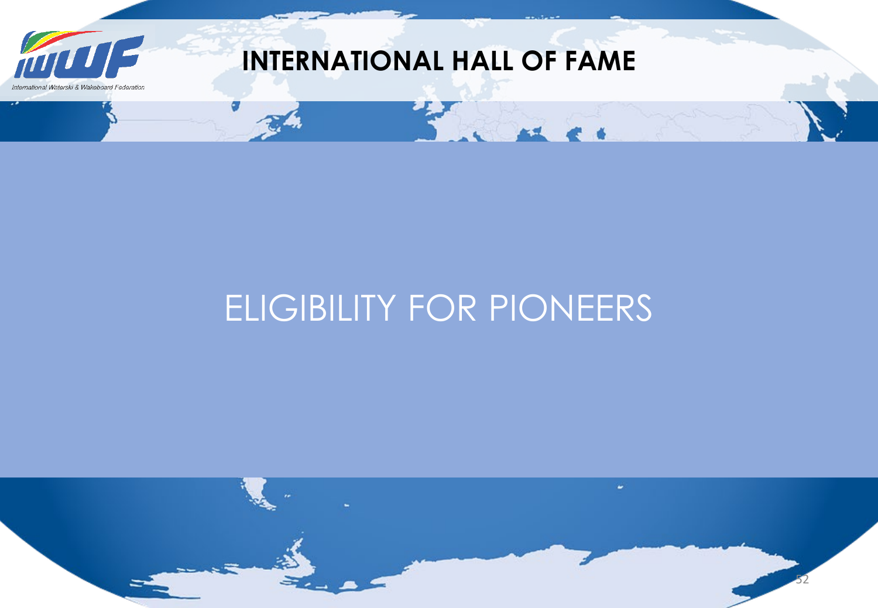# INTERNATIONAL HALL OF FAME

## ELIGIBILITY FOR PIONEERS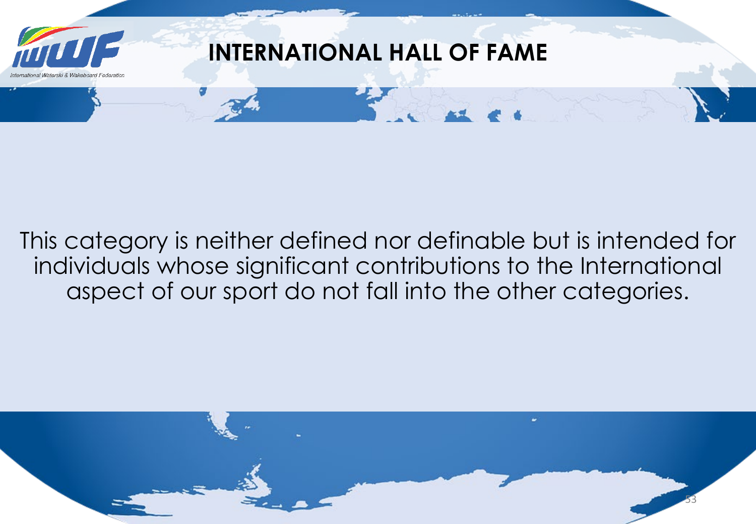# INTERNATIONAL HALL OF FAME

This category is neither defined nor definable but is intended for individuals whose significant contributions to the International aspect of our sport do not fall into the other categories.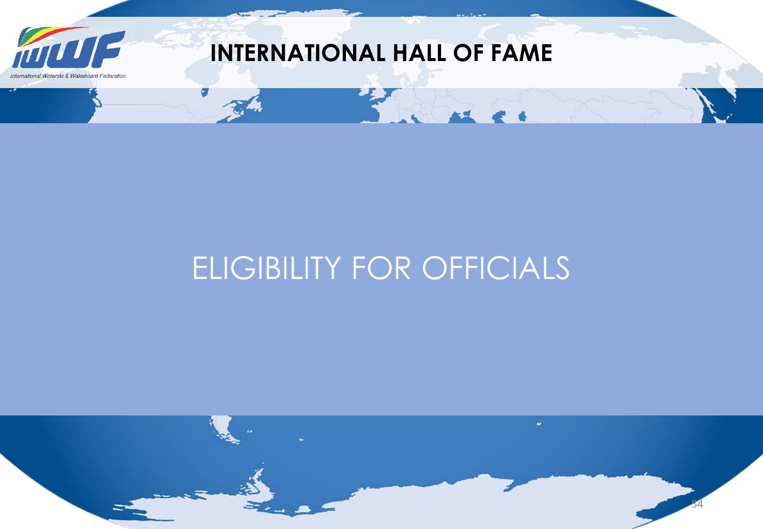# INTERNATIONAL HALL OF FAME

## ELIGIBILITY FOR OFFICIALS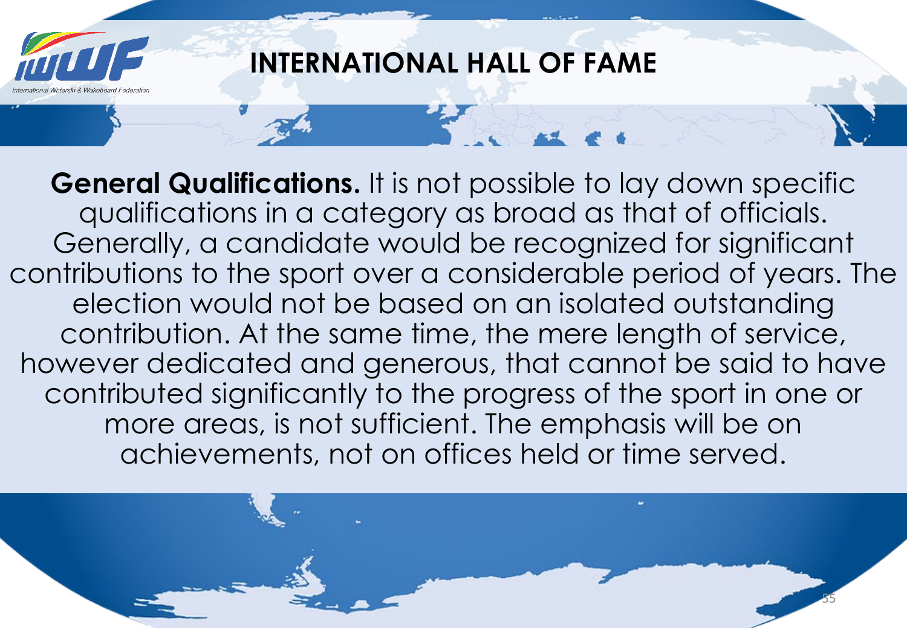# INTERNATIONAL HALL OF FAME

**General Qualifications.** It is not possible to lay down specific qualifications in a category as broad as that of officials. Generally, a candidate would be recognized for significant contributions to the sport over a considerable period of years. The election would not be based on an isolated outstanding contribution. At the same time, the mere length of service, however dedicated and generous, that cannot be said to have contributed significantly to the progress of the sport in one or more areas, is not sufficient. The emphasis will be on achievements, not on offices held or time served.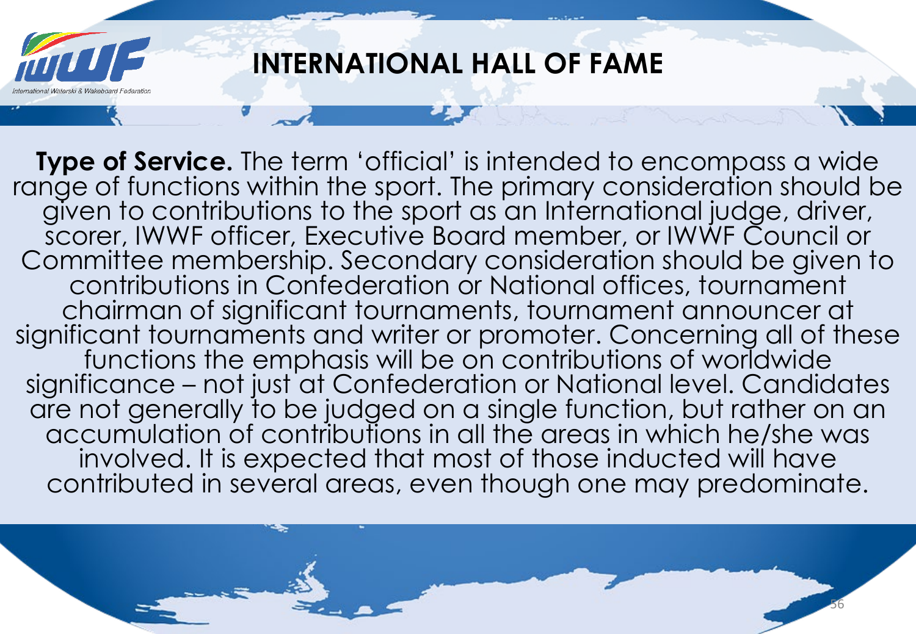# INTERNATIONAL HALL OF FAME

**Type of Service.** The term 'official' is intended to encompass a wide range of functions within the sport. The primary consideration should be given to contributions to the sport as an International judge, driver, scorer, IWWF officer, Executive Board member, or IWWF Council or Committee membership. Secondary consideration should be given to contributions in Confederation or National offices, tournament chairman of significant tournaments, tournament announcer at significant tournaments and writer or promoter. Concerning all of these functions the emphasis will be on contributions of worldwide significance – not just at Confederation or National level. Candidates are not generally to be judged on a single function, but rather on an accumulation of contributions in all the areas in which he/she was involved. It is expected that most of those inducted will have contributed in several areas, even though one may predominate.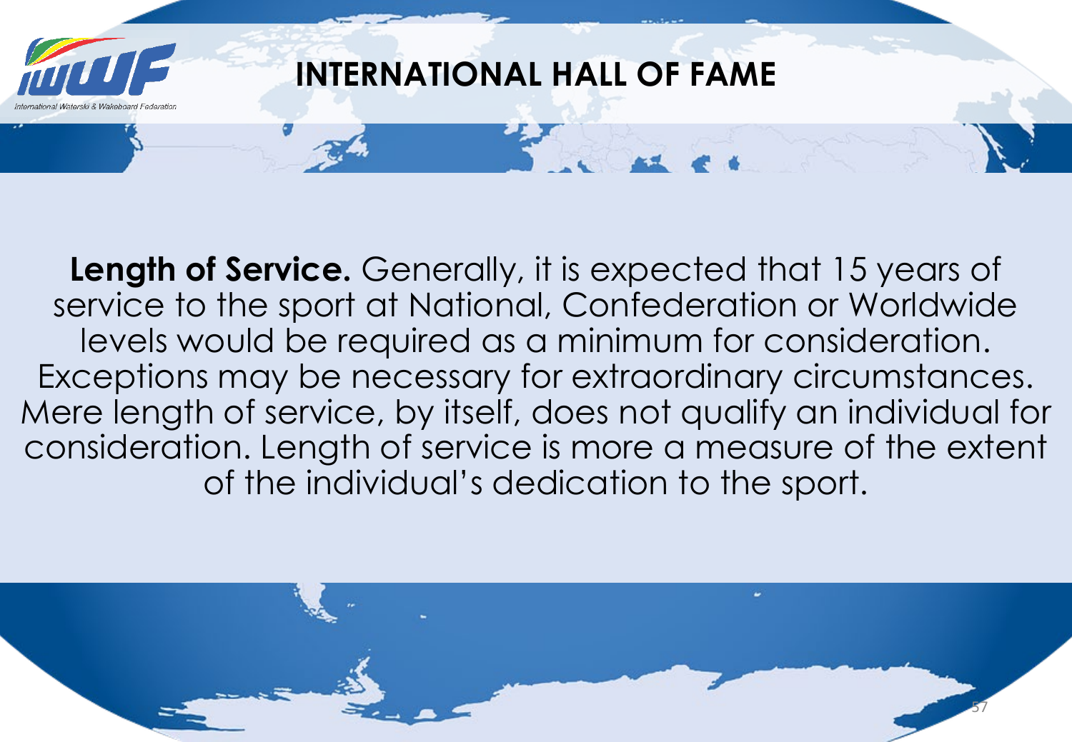# INTERNATIONAL HALL OF FAME

**Length of Service.** Generally, it is expected that 15 years of service to the sport at National, Confederation or Worldwide levels would be required as a minimum for consideration. Exceptions may be necessary for extraordinary circumstances. Mere length of service, by itself, does not qualify an individual for consideration. Length of service is more a measure of the extent of the individual's dedication to the sport.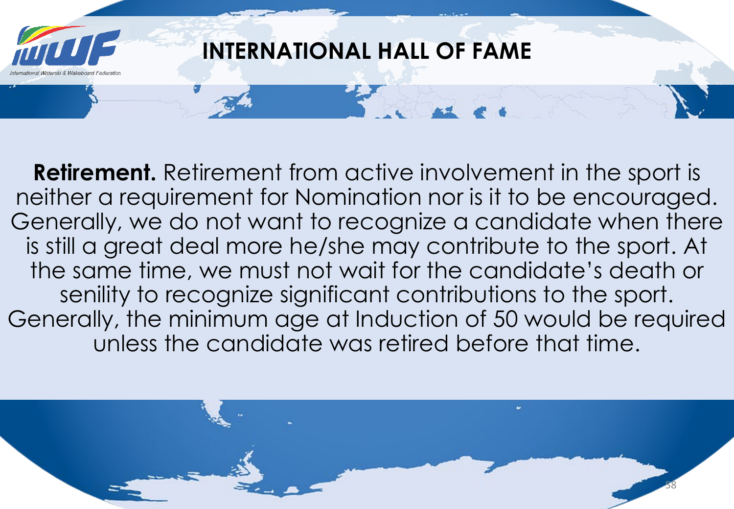# INTERNATIONAL HALL OF FAME

**Retirement.** Retirement from active involvement in the sport is neither a requirement for Nomination nor is it to be encouraged. Generally, we do not want to recognize a candidate when there is still a great deal more he/she may contribute to the sport. At the same time, we must not wait for the candidate's death or senility to recognize significant contributions to the sport. Generally, the minimum age at Induction of 50 would be required unless the candidate was retired before that time.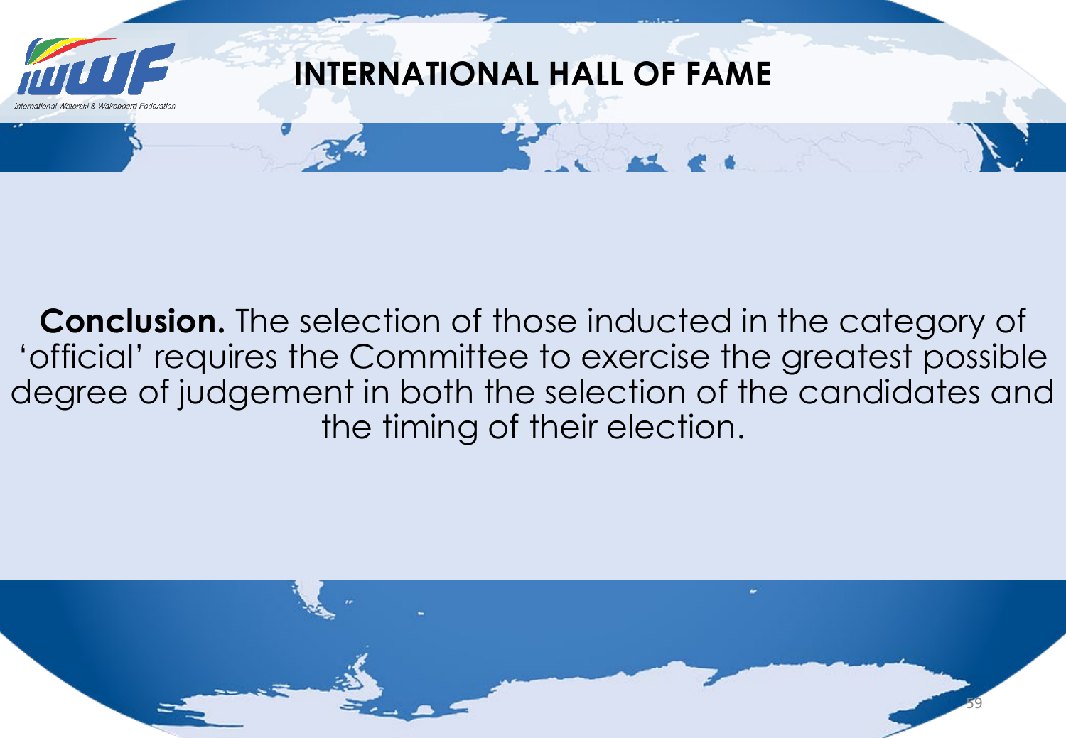# INTERNATIONAL HALL OF FAME

**Conclusion.** The selection of those inducted in the category of 'official' requires the Committee to exercise the greatest possible degree of judgement in both the selection of the candidates and the timing of their election.